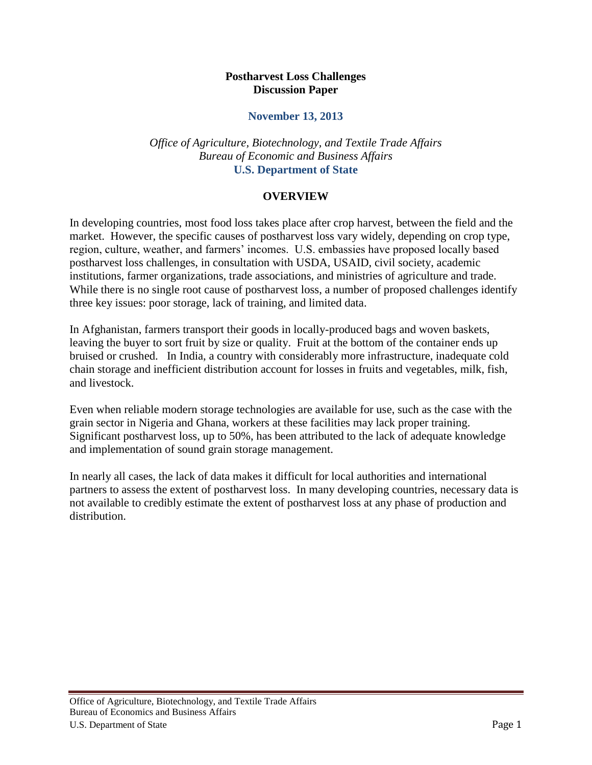**Postharvest Loss Challenges**
**Discussion Paper**

**November 13, 2013**

*Office of Agriculture, Biotechnology, and Textile Trade Affairs*
*Bureau of Economic and Business Affairs*
**U.S. Department of State**

## OVERVIEW

In developing countries, most food loss takes place after crop harvest, between the field and the market. However, the specific causes of postharvest loss vary widely, depending on crop type, region, culture, weather, and farmers' incomes. U.S. embassies have proposed locally based postharvest loss challenges, in consultation with USDA, USAID, civil society, academic institutions, farmer organizations, trade associations, and ministries of agriculture and trade. While there is no single root cause of postharvest loss, a number of proposed challenges identify three key issues: poor storage, lack of training, and limited data.

In Afghanistan, farmers transport their goods in locally-produced bags and woven baskets, leaving the buyer to sort fruit by size or quality. Fruit at the bottom of the container ends up bruised or crushed. In India, a country with considerably more infrastructure, inadequate cold chain storage and inefficient distribution account for losses in fruits and vegetables, milk, fish, and livestock.

Even when reliable modern storage technologies are available for use, such as the case with the grain sector in Nigeria and Ghana, workers at these facilities may lack proper training. Significant postharvest loss, up to 50%, has been attributed to the lack of adequate knowledge and implementation of sound grain storage management.

In nearly all cases, the lack of data makes it difficult for local authorities and international partners to assess the extent of postharvest loss. In many developing countries, necessary data is not available to credibly estimate the extent of postharvest loss at any phase of production and distribution.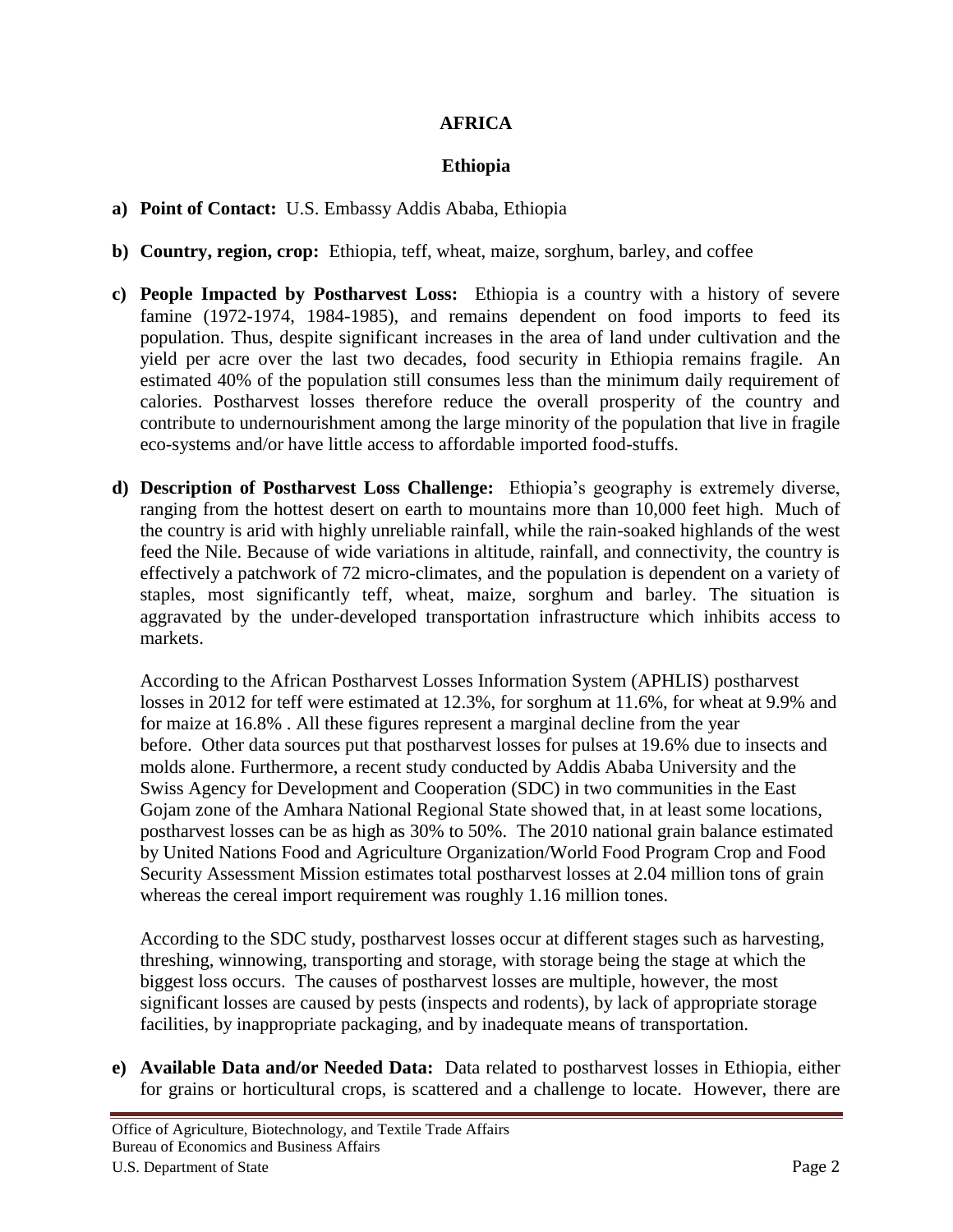# AFRICA

## Ethiopia

a) **Point of Contact:** U.S. Embassy Addis Ababa, Ethiopia

b) **Country, region, crop:** Ethiopia, teff, wheat, maize, sorghum, barley, and coffee

c) **People Impacted by Postharvest Loss:** Ethiopia is a country with a history of severe famine (1972-1974, 1984-1985), and remains dependent on food imports to feed its population. Thus, despite significant increases in the area of land under cultivation and the yield per acre over the last two decades, food security in Ethiopia remains fragile. An estimated 40% of the population still consumes less than the minimum daily requirement of calories. Postharvest losses therefore reduce the overall prosperity of the country and contribute to undernourishment among the large minority of the population that live in fragile eco-systems and/or have little access to affordable imported food-stuffs.

d) **Description of Postharvest Loss Challenge:** Ethiopia's geography is extremely diverse, ranging from the hottest desert on earth to mountains more than 10,000 feet high. Much of the country is arid with highly unreliable rainfall, while the rain-soaked highlands of the west feed the Nile. Because of wide variations in altitude, rainfall, and connectivity, the country is effectively a patchwork of 72 micro-climates, and the population is dependent on a variety of staples, most significantly teff, wheat, maize, sorghum and barley. The situation is aggravated by the under-developed transportation infrastructure which inhibits access to markets.

   According to the African Postharvest Losses Information System (APHLIS) postharvest losses in 2012 for teff were estimated at 12.3%, for sorghum at 11.6%, for wheat at 9.9% and for maize at 16.8% . All these figures represent a marginal decline from the year before. Other data sources put that postharvest losses for pulses at 19.6% due to insects and molds alone. Furthermore, a recent study conducted by Addis Ababa University and the Swiss Agency for Development and Cooperation (SDC) in two communities in the East Gojam zone of the Amhara National Regional State showed that, in at least some locations, postharvest losses can be as high as 30% to 50%. The 2010 national grain balance estimated by United Nations Food and Agriculture Organization/World Food Program Crop and Food Security Assessment Mission estimates total postharvest losses at 2.04 million tons of grain whereas the cereal import requirement was roughly 1.16 million tones.

   According to the SDC study, postharvest losses occur at different stages such as harvesting, threshing, winnowing, transporting and storage, with storage being the stage at which the biggest loss occurs. The causes of postharvest losses are multiple, however, the most significant losses are caused by pests (inspects and rodents), by lack of appropriate storage facilities, by inappropriate packaging, and by inadequate means of transportation.

e) **Available Data and/or Needed Data:** Data related to postharvest losses in Ethiopia, either for grains or horticultural crops, is scattered and a challenge to locate. However, there are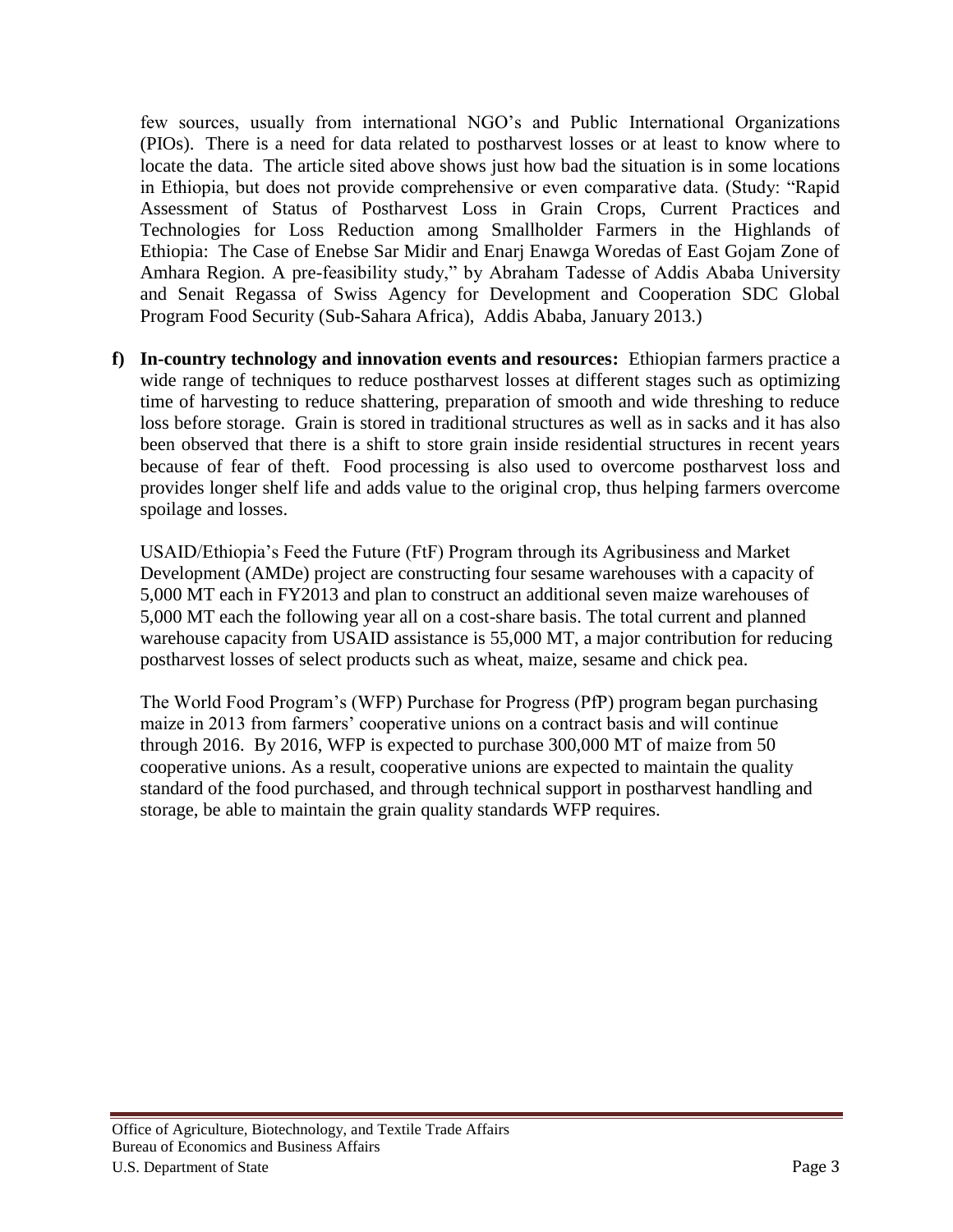few sources, usually from international NGO's and Public International Organizations (PIOs). There is a need for data related to postharvest losses or at least to know where to locate the data. The article sited above shows just how bad the situation is in some locations in Ethiopia, but does not provide comprehensive or even comparative data. (Study: "Rapid Assessment of Status of Postharvest Loss in Grain Crops, Current Practices and Technologies for Loss Reduction among Smallholder Farmers in the Highlands of Ethiopia: The Case of Enebse Sar Midir and Enarj Enawga Woredas of East Gojam Zone of Amhara Region. A pre-feasibility study," by Abraham Tadesse of Addis Ababa University and Senait Regassa of Swiss Agency for Development and Cooperation SDC Global Program Food Security (Sub-Sahara Africa), Addis Ababa, January 2013.)

**f) In-country technology and innovation events and resources:** Ethiopian farmers practice a wide range of techniques to reduce postharvest losses at different stages such as optimizing time of harvesting to reduce shattering, preparation of smooth and wide threshing to reduce loss before storage. Grain is stored in traditional structures as well as in sacks and it has also been observed that there is a shift to store grain inside residential structures in recent years because of fear of theft. Food processing is also used to overcome postharvest loss and provides longer shelf life and adds value to the original crop, thus helping farmers overcome spoilage and losses.

USAID/Ethiopia's Feed the Future (FtF) Program through its Agribusiness and Market Development (AMDe) project are constructing four sesame warehouses with a capacity of 5,000 MT each in FY2013 and plan to construct an additional seven maize warehouses of 5,000 MT each the following year all on a cost-share basis. The total current and planned warehouse capacity from USAID assistance is 55,000 MT, a major contribution for reducing postharvest losses of select products such as wheat, maize, sesame and chick pea.

The World Food Program's (WFP) Purchase for Progress (PfP) program began purchasing maize in 2013 from farmers' cooperative unions on a contract basis and will continue through 2016. By 2016, WFP is expected to purchase 300,000 MT of maize from 50 cooperative unions. As a result, cooperative unions are expected to maintain the quality standard of the food purchased, and through technical support in postharvest handling and storage, be able to maintain the grain quality standards WFP requires.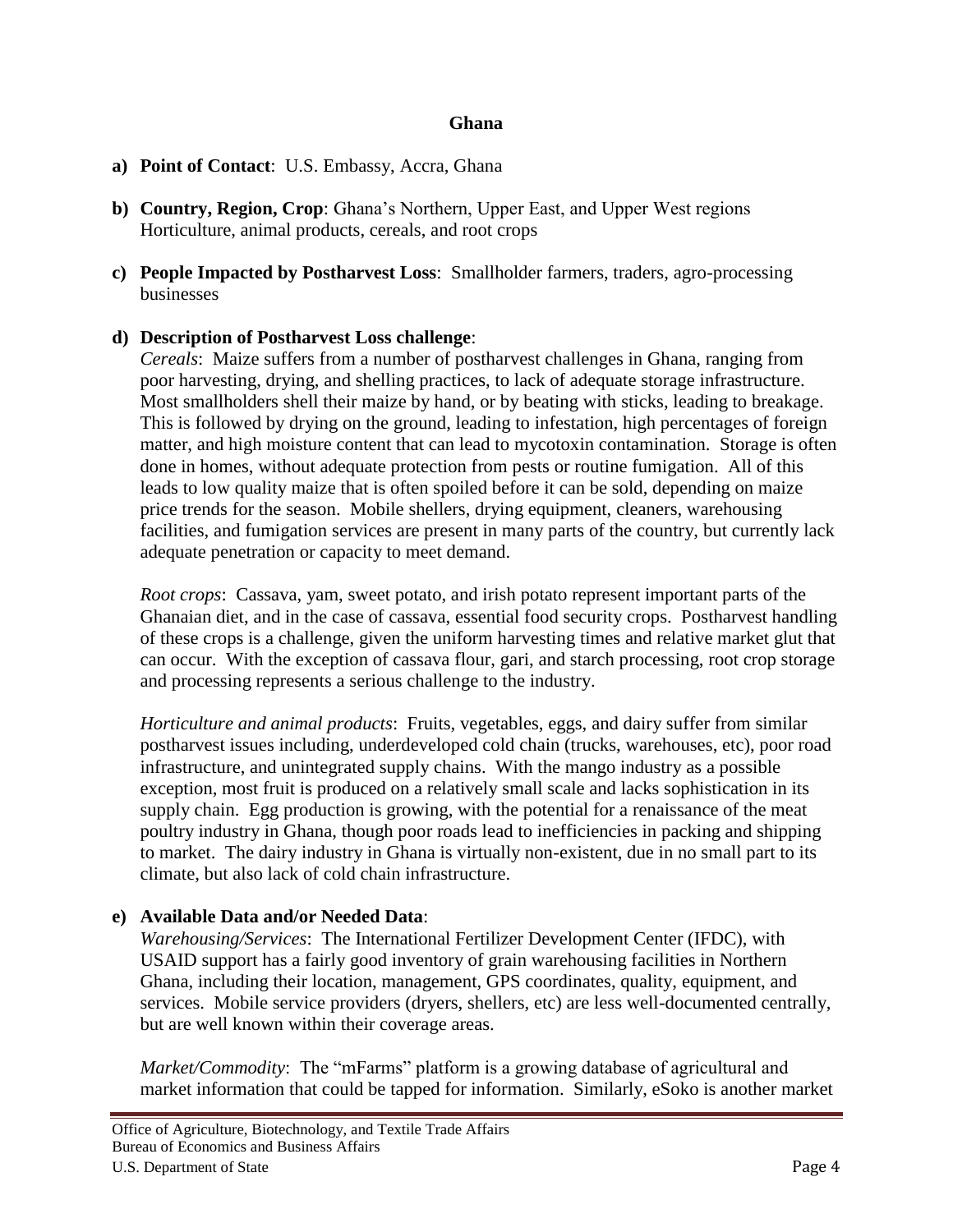## Ghana

**a) Point of Contact**: U.S. Embassy, Accra, Ghana

**b) Country, Region, Crop**: Ghana's Northern, Upper East, and Upper West regions
Horticulture, animal products, cereals, and root crops

**c) People Impacted by Postharvest Loss**: Smallholder farmers, traders, agro-processing businesses

**d) Description of Postharvest Loss challenge**:

*Cereals*: Maize suffers from a number of postharvest challenges in Ghana, ranging from poor harvesting, drying, and shelling practices, to lack of adequate storage infrastructure. Most smallholders shell their maize by hand, or by beating with sticks, leading to breakage. This is followed by drying on the ground, leading to infestation, high percentages of foreign matter, and high moisture content that can lead to mycotoxin contamination. Storage is often done in homes, without adequate protection from pests or routine fumigation. All of this leads to low quality maize that is often spoiled before it can be sold, depending on maize price trends for the season. Mobile shellers, drying equipment, cleaners, warehousing facilities, and fumigation services are present in many parts of the country, but currently lack adequate penetration or capacity to meet demand.

*Root crops*: Cassava, yam, sweet potato, and irish potato represent important parts of the Ghanaian diet, and in the case of cassava, essential food security crops. Postharvest handling of these crops is a challenge, given the uniform harvesting times and relative market glut that can occur. With the exception of cassava flour, gari, and starch processing, root crop storage and processing represents a serious challenge to the industry.

*Horticulture and animal products*: Fruits, vegetables, eggs, and dairy suffer from similar postharvest issues including, underdeveloped cold chain (trucks, warehouses, etc), poor road infrastructure, and unintegrated supply chains. With the mango industry as a possible exception, most fruit is produced on a relatively small scale and lacks sophistication in its supply chain. Egg production is growing, with the potential for a renaissance of the meat poultry industry in Ghana, though poor roads lead to inefficiencies in packing and shipping to market. The dairy industry in Ghana is virtually non-existent, due in no small part to its climate, but also lack of cold chain infrastructure.

**e) Available Data and/or Needed Data**:

*Warehousing/Services*: The International Fertilizer Development Center (IFDC), with USAID support has a fairly good inventory of grain warehousing facilities in Northern Ghana, including their location, management, GPS coordinates, quality, equipment, and services. Mobile service providers (dryers, shellers, etc) are less well-documented centrally, but are well known within their coverage areas.

*Market/Commodity*: The "mFarms" platform is a growing database of agricultural and market information that could be tapped for information. Similarly, eSoko is another market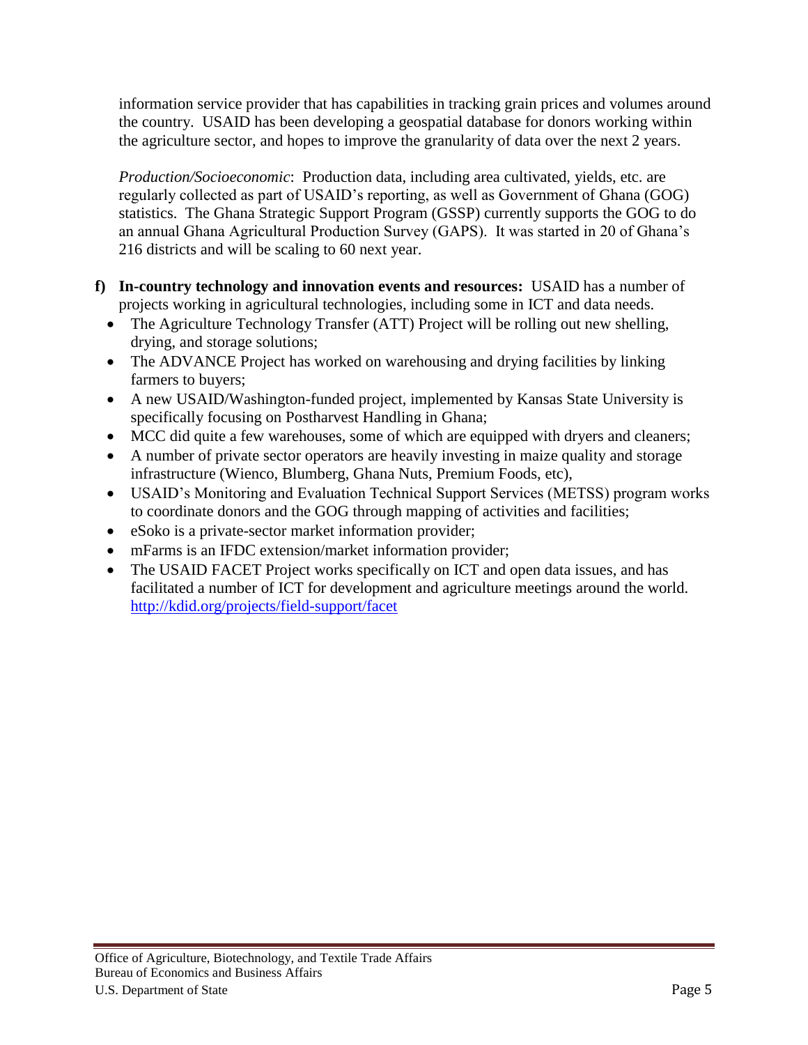information service provider that has capabilities in tracking grain prices and volumes around the country. USAID has been developing a geospatial database for donors working within the agriculture sector, and hopes to improve the granularity of data over the next 2 years.

*Production/Socioeconomic*: Production data, including area cultivated, yields, etc. are regularly collected as part of USAID's reporting, as well as Government of Ghana (GOG) statistics. The Ghana Strategic Support Program (GSSP) currently supports the GOG to do an annual Ghana Agricultural Production Survey (GAPS). It was started in 20 of Ghana's 216 districts and will be scaling to 60 next year.

**f) In-country technology and innovation events and resources:** USAID has a number of projects working in agricultural technologies, including some in ICT and data needs.

- The Agriculture Technology Transfer (ATT) Project will be rolling out new shelling, drying, and storage solutions;
- The ADVANCE Project has worked on warehousing and drying facilities by linking farmers to buyers;
- A new USAID/Washington-funded project, implemented by Kansas State University is specifically focusing on Postharvest Handling in Ghana;
- MCC did quite a few warehouses, some of which are equipped with dryers and cleaners;
- A number of private sector operators are heavily investing in maize quality and storage infrastructure (Wienco, Blumberg, Ghana Nuts, Premium Foods, etc),
- USAID's Monitoring and Evaluation Technical Support Services (METSS) program works to coordinate donors and the GOG through mapping of activities and facilities;
- eSoko is a private-sector market information provider;
- mFarms is an IFDC extension/market information provider;
- The USAID FACET Project works specifically on ICT and open data issues, and has facilitated a number of ICT for development and agriculture meetings around the world. http://kdid.org/projects/field-support/facet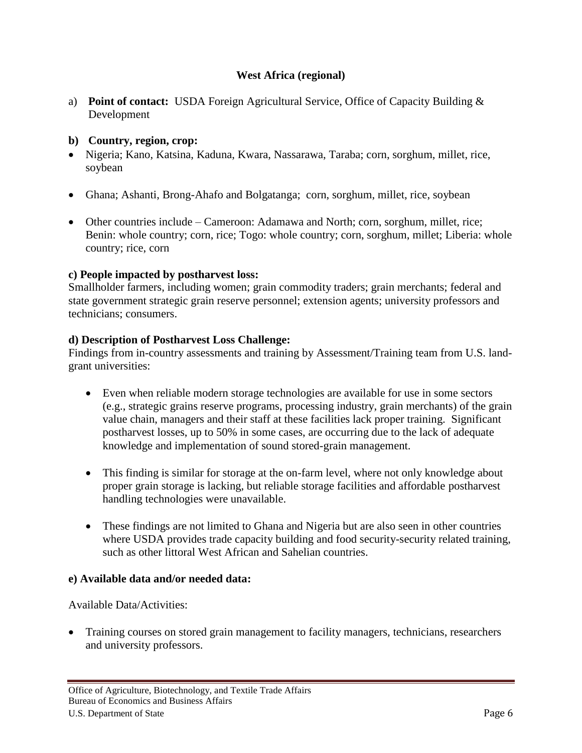### West Africa (regional)

a) **Point of contact:** USDA Foreign Agricultural Service, Office of Capacity Building & Development

**b) Country, region, crop:**

- Nigeria; Kano, Katsina, Kaduna, Kwara, Nassarawa, Taraba; corn, sorghum, millet, rice, soybean
- Ghana; Ashanti, Brong-Ahafo and Bolgatanga; corn, sorghum, millet, rice, soybean
- Other countries include – Cameroon: Adamawa and North; corn, sorghum, millet, rice; Benin: whole country; corn, rice; Togo: whole country; corn, sorghum, millet; Liberia: whole country; rice, corn

**c) People impacted by postharvest loss:**

Smallholder farmers, including women; grain commodity traders; grain merchants; federal and state government strategic grain reserve personnel; extension agents; university professors and technicians; consumers.

**d) Description of Postharvest Loss Challenge:**

Findings from in-country assessments and training by Assessment/Training team from U.S. land-grant universities:

- Even when reliable modern storage technologies are available for use in some sectors (e.g., strategic grains reserve programs, processing industry, grain merchants) of the grain value chain, managers and their staff at these facilities lack proper training. Significant postharvest losses, up to 50% in some cases, are occurring due to the lack of adequate knowledge and implementation of sound stored-grain management.
- This finding is similar for storage at the on-farm level, where not only knowledge about proper grain storage is lacking, but reliable storage facilities and affordable postharvest handling technologies were unavailable.
- These findings are not limited to Ghana and Nigeria but are also seen in other countries where USDA provides trade capacity building and food security-security related training, such as other littoral West African and Sahelian countries.

**e) Available data and/or needed data:**

Available Data/Activities:

- Training courses on stored grain management to facility managers, technicians, researchers and university professors.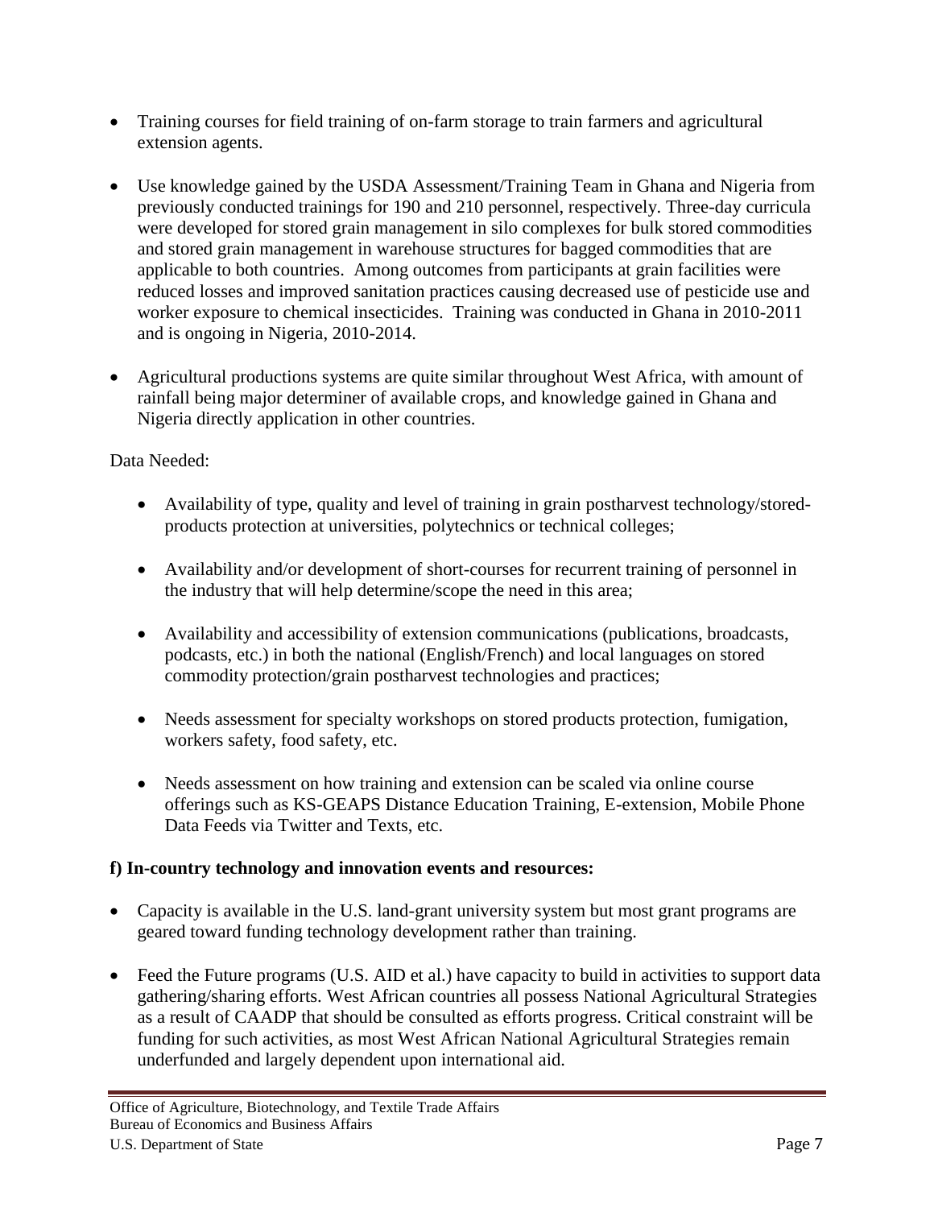- Training courses for field training of on-farm storage to train farmers and agricultural extension agents.

- Use knowledge gained by the USDA Assessment/Training Team in Ghana and Nigeria from previously conducted trainings for 190 and 210 personnel, respectively. Three-day curricula were developed for stored grain management in silo complexes for bulk stored commodities and stored grain management in warehouse structures for bagged commodities that are applicable to both countries. Among outcomes from participants at grain facilities were reduced losses and improved sanitation practices causing decreased use of pesticide use and worker exposure to chemical insecticides. Training was conducted in Ghana in 2010-2011 and is ongoing in Nigeria, 2010-2014.

- Agricultural productions systems are quite similar throughout West Africa, with amount of rainfall being major determiner of available crops, and knowledge gained in Ghana and Nigeria directly application in other countries.

Data Needed:

- Availability of type, quality and level of training in grain postharvest technology/stored-products protection at universities, polytechnics or technical colleges;

- Availability and/or development of short-courses for recurrent training of personnel in the industry that will help determine/scope the need in this area;

- Availability and accessibility of extension communications (publications, broadcasts, podcasts, etc.) in both the national (English/French) and local languages on stored commodity protection/grain postharvest technologies and practices;

- Needs assessment for specialty workshops on stored products protection, fumigation, workers safety, food safety, etc.

- Needs assessment on how training and extension can be scaled via online course offerings such as KS-GEAPS Distance Education Training, E-extension, Mobile Phone Data Feeds via Twitter and Texts, etc.

**f) In-country technology and innovation events and resources:**

- Capacity is available in the U.S. land-grant university system but most grant programs are geared toward funding technology development rather than training.

- Feed the Future programs (U.S. AID et al.) have capacity to build in activities to support data gathering/sharing efforts. West African countries all possess National Agricultural Strategies as a result of CAADP that should be consulted as efforts progress. Critical constraint will be funding for such activities, as most West African National Agricultural Strategies remain underfunded and largely dependent upon international aid.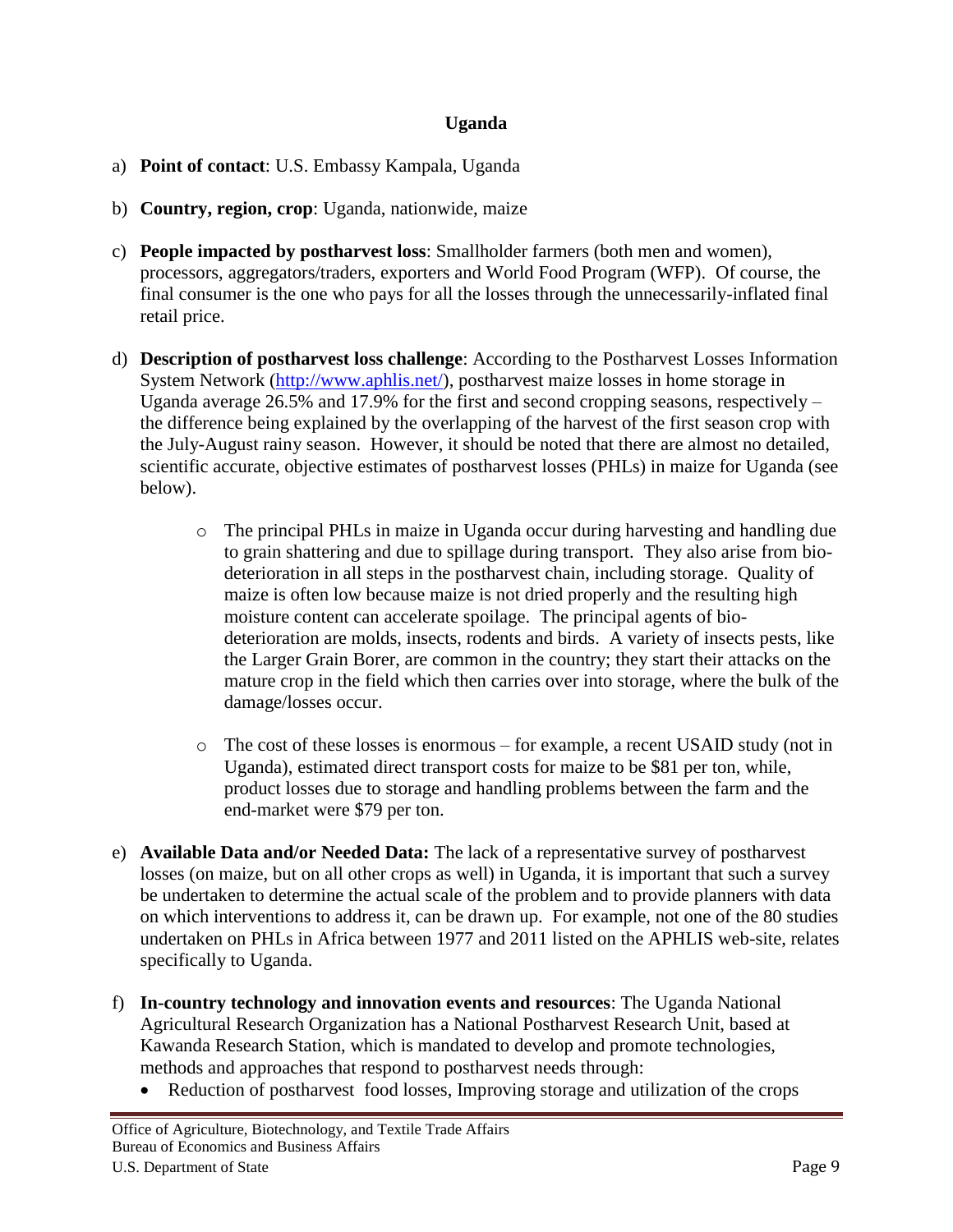## Uganda

a) **Point of contact**: U.S. Embassy Kampala, Uganda

b) **Country, region, crop**: Uganda, nationwide, maize

c) **People impacted by postharvest loss**: Smallholder farmers (both men and women), processors, aggregators/traders, exporters and World Food Program (WFP). Of course, the final consumer is the one who pays for all the losses through the unnecessarily-inflated final retail price.

d) **Description of postharvest loss challenge**: According to the Postharvest Losses Information System Network (http://www.aphlis.net/), postharvest maize losses in home storage in Uganda average 26.5% and 17.9% for the first and second cropping seasons, respectively – the difference being explained by the overlapping of the harvest of the first season crop with the July-August rainy season. However, it should be noted that there are almost no detailed, scientific accurate, objective estimates of postharvest losses (PHLs) in maize for Uganda (see below).

   - The principal PHLs in maize in Uganda occur during harvesting and handling due to grain shattering and due to spillage during transport. They also arise from bio-deterioration in all steps in the postharvest chain, including storage. Quality of maize is often low because maize is not dried properly and the resulting high moisture content can accelerate spoilage. The principal agents of bio-deterioration are molds, insects, rodents and birds. A variety of insects pests, like the Larger Grain Borer, are common in the country; they start their attacks on the mature crop in the field which then carries over into storage, where the bulk of the damage/losses occur.

   - The cost of these losses is enormous – for example, a recent USAID study (not in Uganda), estimated direct transport costs for maize to be $81 per ton, while, product losses due to storage and handling problems between the farm and the end-market were $79 per ton.

e) **Available Data and/or Needed Data:** The lack of a representative survey of postharvest losses (on maize, but on all other crops as well) in Uganda, it is important that such a survey be undertaken to determine the actual scale of the problem and to provide planners with data on which interventions to address it, can be drawn up. For example, not one of the 80 studies undertaken on PHLs in Africa between 1977 and 2011 listed on the APHLIS web-site, relates specifically to Uganda.

f) **In-country technology and innovation events and resources**: The Uganda National Agricultural Research Organization has a National Postharvest Research Unit, based at Kawanda Research Station, which is mandated to develop and promote technologies, methods and approaches that respond to postharvest needs through:

   - Reduction of postharvest food losses, Improving storage and utilization of the crops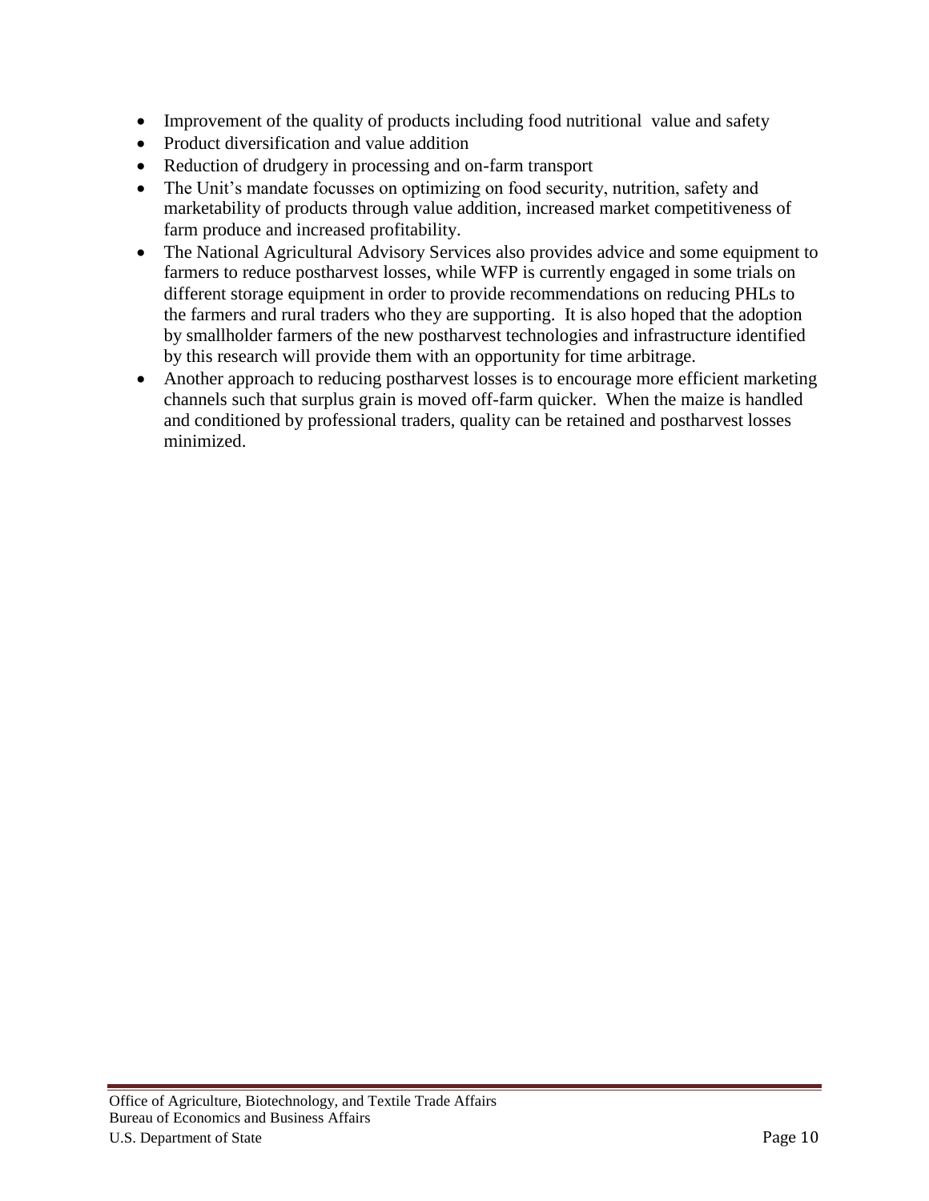- Improvement of the quality of products including food nutritional value and safety
- Product diversification and value addition
- Reduction of drudgery in processing and on-farm transport
- The Unit's mandate focusses on optimizing on food security, nutrition, safety and marketability of products through value addition, increased market competitiveness of farm produce and increased profitability.
- The National Agricultural Advisory Services also provides advice and some equipment to farmers to reduce postharvest losses, while WFP is currently engaged in some trials on different storage equipment in order to provide recommendations on reducing PHLs to the farmers and rural traders who they are supporting. It is also hoped that the adoption by smallholder farmers of the new postharvest technologies and infrastructure identified by this research will provide them with an opportunity for time arbitrage.
- Another approach to reducing postharvest losses is to encourage more efficient marketing channels such that surplus grain is moved off-farm quicker. When the maize is handled and conditioned by professional traders, quality can be retained and postharvest losses minimized.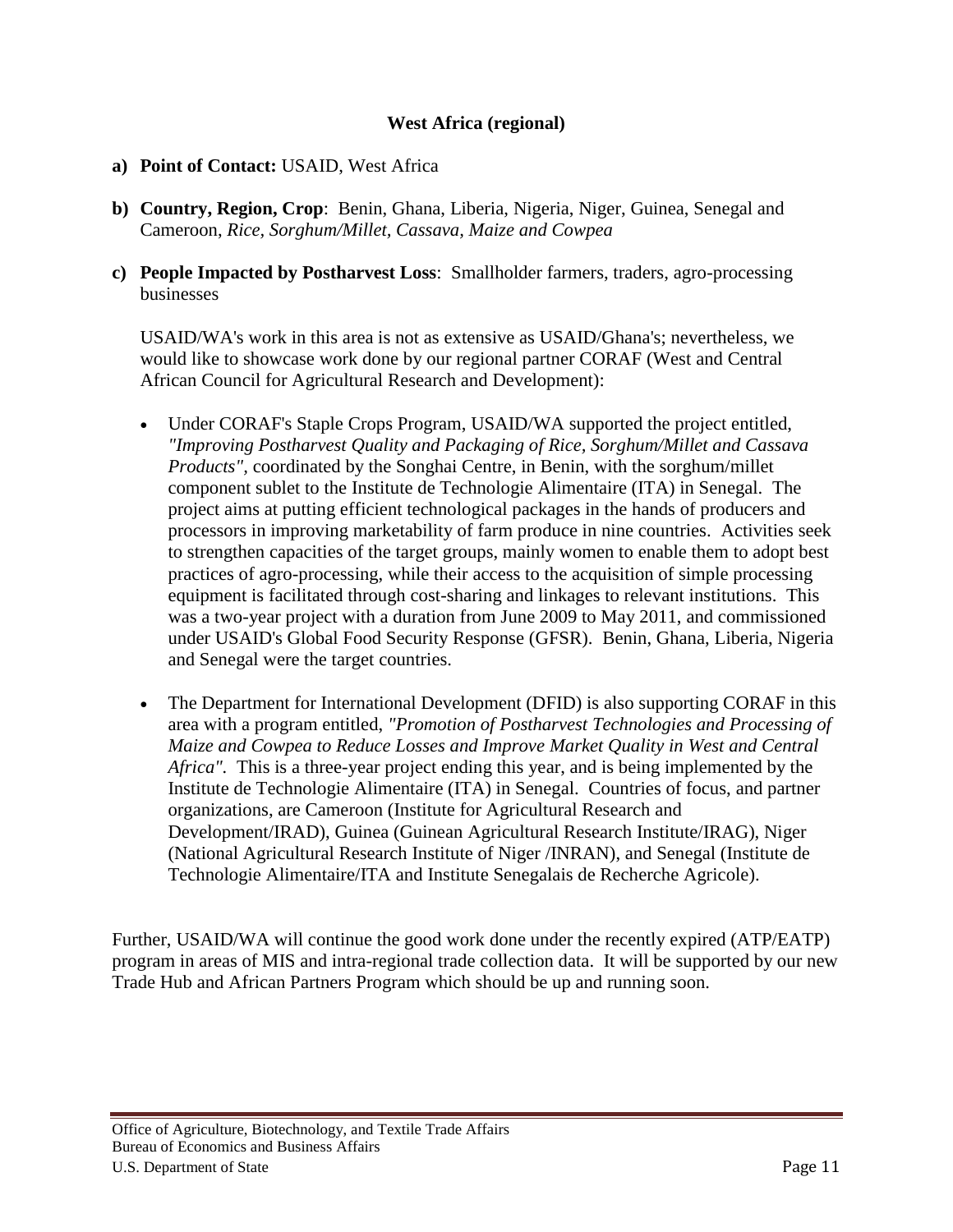### West Africa (regional)

a) **Point of Contact:** USAID, West Africa

b) **Country, Region, Crop**: Benin, Ghana, Liberia, Nigeria, Niger, Guinea, Senegal and Cameroon, *Rice, Sorghum/Millet, Cassava, Maize and Cowpea*

c) **People Impacted by Postharvest Loss**: Smallholder farmers, traders, agro-processing businesses

USAID/WA's work in this area is not as extensive as USAID/Ghana's; nevertheless, we would like to showcase work done by our regional partner CORAF (West and Central African Council for Agricultural Research and Development):

- Under CORAF's Staple Crops Program, USAID/WA supported the project entitled, *"Improving Postharvest Quality and Packaging of Rice, Sorghum/Millet and Cassava Products"*, coordinated by the Songhai Centre, in Benin, with the sorghum/millet component sublet to the Institute de Technologie Alimentaire (ITA) in Senegal. The project aims at putting efficient technological packages in the hands of producers and processors in improving marketability of farm produce in nine countries. Activities seek to strengthen capacities of the target groups, mainly women to enable them to adopt best practices of agro-processing, while their access to the acquisition of simple processing equipment is facilitated through cost-sharing and linkages to relevant institutions. This was a two-year project with a duration from June 2009 to May 2011, and commissioned under USAID's Global Food Security Response (GFSR). Benin, Ghana, Liberia, Nigeria and Senegal were the target countries.

- The Department for International Development (DFID) is also supporting CORAF in this area with a program entitled, *"Promotion of Postharvest Technologies and Processing of Maize and Cowpea to Reduce Losses and Improve Market Quality in West and Central Africa"*. This is a three-year project ending this year, and is being implemented by the Institute de Technologie Alimentaire (ITA) in Senegal. Countries of focus, and partner organizations, are Cameroon (Institute for Agricultural Research and Development/IRAD), Guinea (Guinean Agricultural Research Institute/IRAG), Niger (National Agricultural Research Institute of Niger /INRAN), and Senegal (Institute de Technologie Alimentaire/ITA and Institute Senegalais de Recherche Agricole).

Further, USAID/WA will continue the good work done under the recently expired (ATP/EATP) program in areas of MIS and intra-regional trade collection data. It will be supported by our new Trade Hub and African Partners Program which should be up and running soon.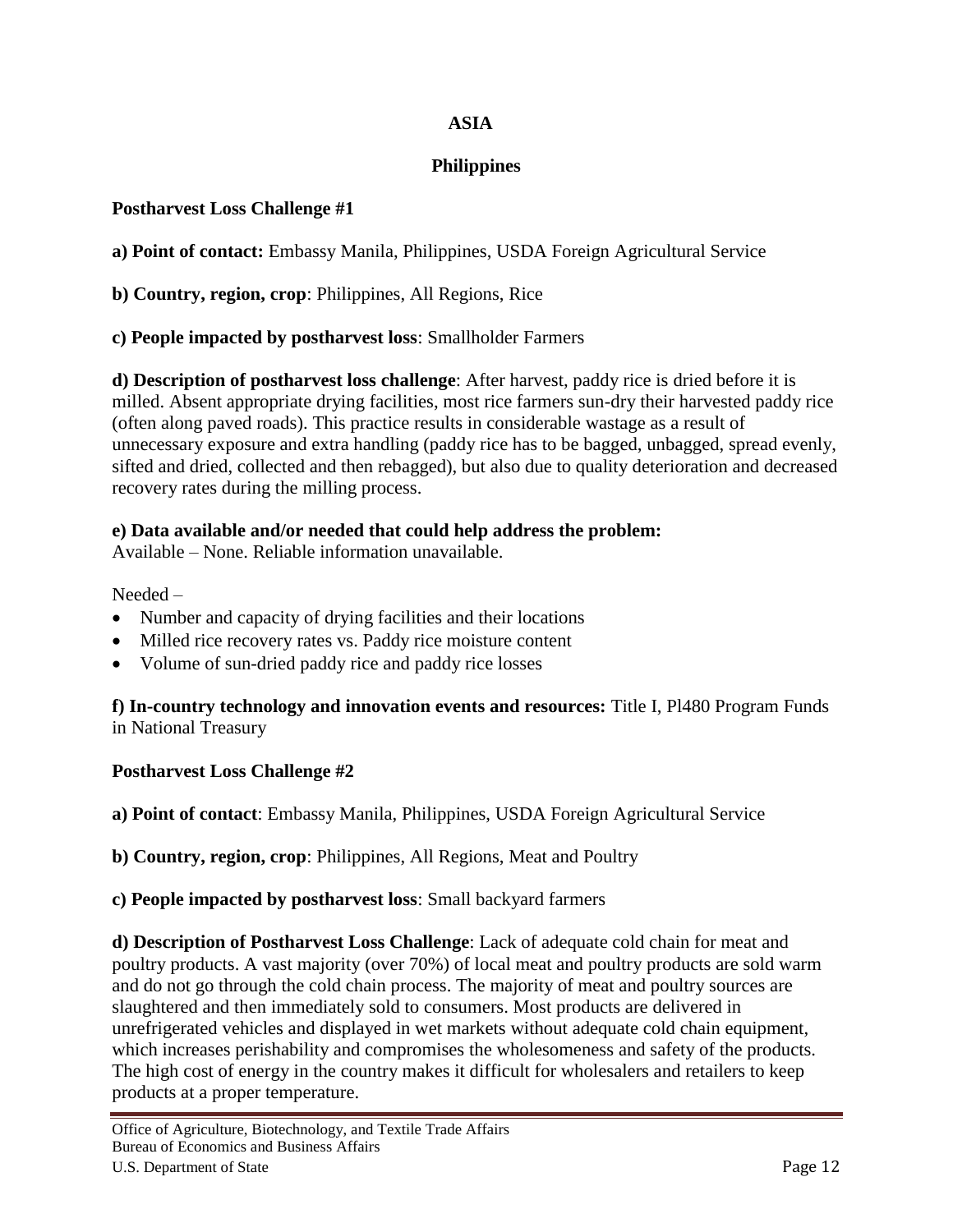# ASIA

## Philippines

### Postharvest Loss Challenge #1

**a) Point of contact:** Embassy Manila, Philippines, USDA Foreign Agricultural Service

**b) Country, region, crop**: Philippines, All Regions, Rice

**c) People impacted by postharvest loss**: Smallholder Farmers

**d) Description of postharvest loss challenge**: After harvest, paddy rice is dried before it is milled. Absent appropriate drying facilities, most rice farmers sun-dry their harvested paddy rice (often along paved roads). This practice results in considerable wastage as a result of unnecessary exposure and extra handling (paddy rice has to be bagged, unbagged, spread evenly, sifted and dried, collected and then rebagged), but also due to quality deterioration and decreased recovery rates during the milling process.

**e) Data available and/or needed that could help address the problem:**
Available – None. Reliable information unavailable.

Needed –

- Number and capacity of drying facilities and their locations
- Milled rice recovery rates vs. Paddy rice moisture content
- Volume of sun-dried paddy rice and paddy rice losses

**f) In-country technology and innovation events and resources:** Title I, Pl480 Program Funds in National Treasury

### Postharvest Loss Challenge #2

**a) Point of contact**: Embassy Manila, Philippines, USDA Foreign Agricultural Service

**b) Country, region, crop**: Philippines, All Regions, Meat and Poultry

**c) People impacted by postharvest loss**: Small backyard farmers

**d) Description of Postharvest Loss Challenge**: Lack of adequate cold chain for meat and poultry products. A vast majority (over 70%) of local meat and poultry products are sold warm and do not go through the cold chain process. The majority of meat and poultry sources are slaughtered and then immediately sold to consumers. Most products are delivered in unrefrigerated vehicles and displayed in wet markets without adequate cold chain equipment, which increases perishability and compromises the wholesomeness and safety of the products. The high cost of energy in the country makes it difficult for wholesalers and retailers to keep products at a proper temperature.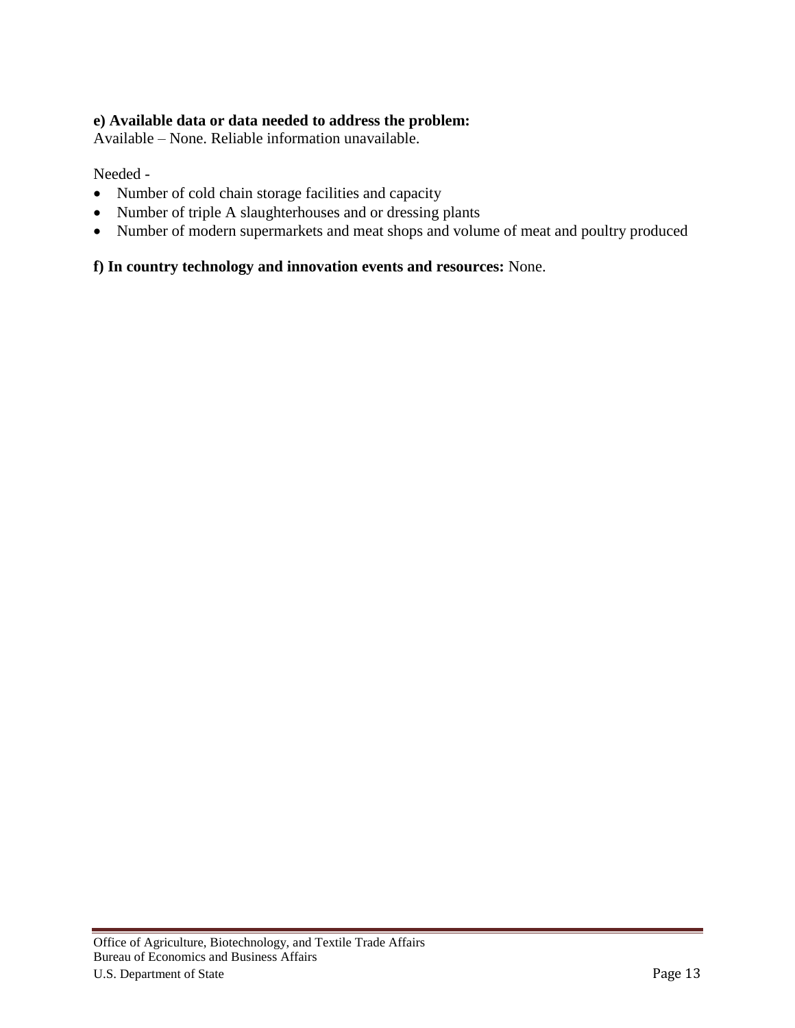**e) Available data or data needed to address the problem:**
Available – None. Reliable information unavailable.

Needed -

- Number of cold chain storage facilities and capacity
- Number of triple A slaughterhouses and or dressing plants
- Number of modern supermarkets and meat shops and volume of meat and poultry produced

**f) In country technology and innovation events and resources:** None.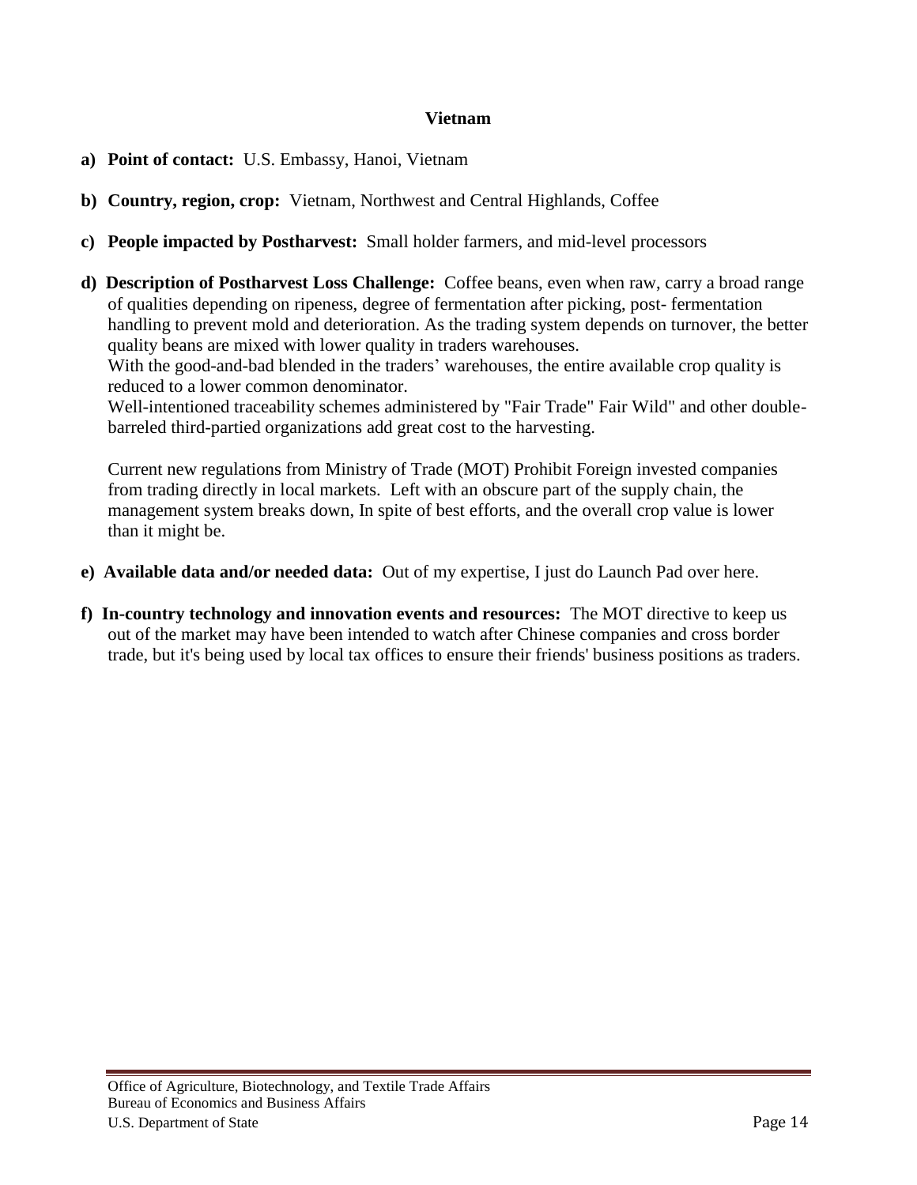## Vietnam

**a) Point of contact:** U.S. Embassy, Hanoi, Vietnam

**b) Country, region, crop:** Vietnam, Northwest and Central Highlands, Coffee

**c) People impacted by Postharvest:** Small holder farmers, and mid-level processors

**d) Description of Postharvest Loss Challenge:** Coffee beans, even when raw, carry a broad range of qualities depending on ripeness, degree of fermentation after picking, post- fermentation handling to prevent mold and deterioration. As the trading system depends on turnover, the better quality beans are mixed with lower quality in traders warehouses.
With the good-and-bad blended in the traders' warehouses, the entire available crop quality is reduced to a lower common denominator.
Well-intentioned traceability schemes administered by "Fair Trade" Fair Wild" and other double-barreled third-partied organizations add great cost to the harvesting.

Current new regulations from Ministry of Trade (MOT) Prohibit Foreign invested companies from trading directly in local markets. Left with an obscure part of the supply chain, the management system breaks down, In spite of best efforts, and the overall crop value is lower than it might be.

**e) Available data and/or needed data:** Out of my expertise, I just do Launch Pad over here.

**f) In-country technology and innovation events and resources:** The MOT directive to keep us out of the market may have been intended to watch after Chinese companies and cross border trade, but it's being used by local tax offices to ensure their friends' business positions as traders.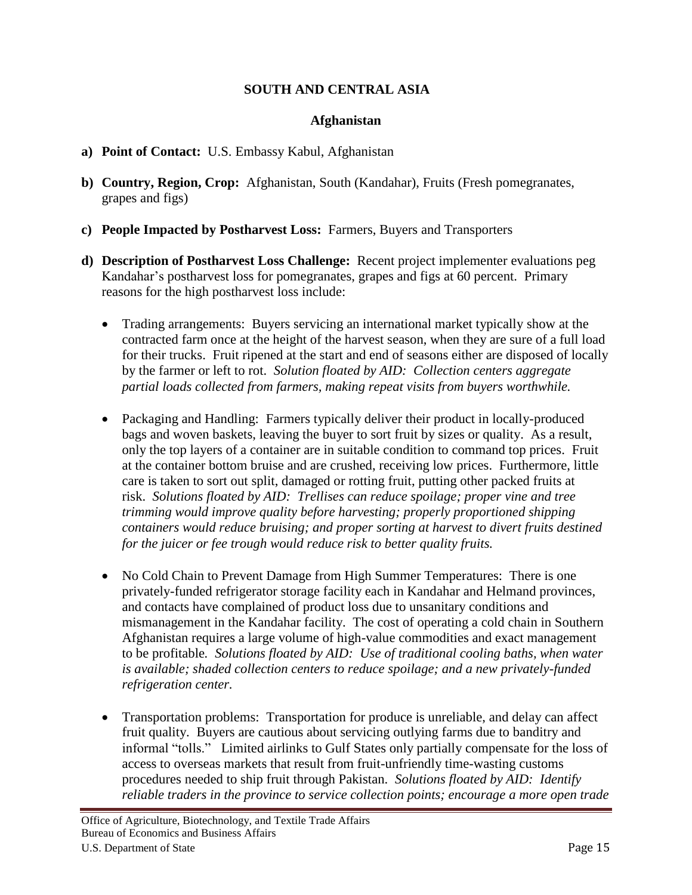## SOUTH AND CENTRAL ASIA

### Afghanistan

**a) Point of Contact:** U.S. Embassy Kabul, Afghanistan

**b) Country, Region, Crop:** Afghanistan, South (Kandahar), Fruits (Fresh pomegranates, grapes and figs)

**c) People Impacted by Postharvest Loss:** Farmers, Buyers and Transporters

**d) Description of Postharvest Loss Challenge:** Recent project implementer evaluations peg Kandahar's postharvest loss for pomegranates, grapes and figs at 60 percent. Primary reasons for the high postharvest loss include:

- Trading arrangements: Buyers servicing an international market typically show at the contracted farm once at the height of the harvest season, when they are sure of a full load for their trucks. Fruit ripened at the start and end of seasons either are disposed of locally by the farmer or left to rot. *Solution floated by AID: Collection centers aggregate partial loads collected from farmers, making repeat visits from buyers worthwhile.*

- Packaging and Handling: Farmers typically deliver their product in locally-produced bags and woven baskets, leaving the buyer to sort fruit by sizes or quality. As a result, only the top layers of a container are in suitable condition to command top prices. Fruit at the container bottom bruise and are crushed, receiving low prices. Furthermore, little care is taken to sort out split, damaged or rotting fruit, putting other packed fruits at risk. *Solutions floated by AID: Trellises can reduce spoilage; proper vine and tree trimming would improve quality before harvesting; properly proportioned shipping containers would reduce bruising; and proper sorting at harvest to divert fruits destined for the juicer or fee trough would reduce risk to better quality fruits.*

- No Cold Chain to Prevent Damage from High Summer Temperatures: There is one privately-funded refrigerator storage facility each in Kandahar and Helmand provinces, and contacts have complained of product loss due to unsanitary conditions and mismanagement in the Kandahar facility. The cost of operating a cold chain in Southern Afghanistan requires a large volume of high-value commodities and exact management to be profitable. *Solutions floated by AID: Use of traditional cooling baths, when water is available; shaded collection centers to reduce spoilage; and a new privately-funded refrigeration center.*

- Transportation problems: Transportation for produce is unreliable, and delay can affect fruit quality. Buyers are cautious about servicing outlying farms due to banditry and informal "tolls." Limited airlinks to Gulf States only partially compensate for the loss of access to overseas markets that result from fruit-unfriendly time-wasting customs procedures needed to ship fruit through Pakistan. *Solutions floated by AID: Identify reliable traders in the province to service collection points; encourage a more open trade*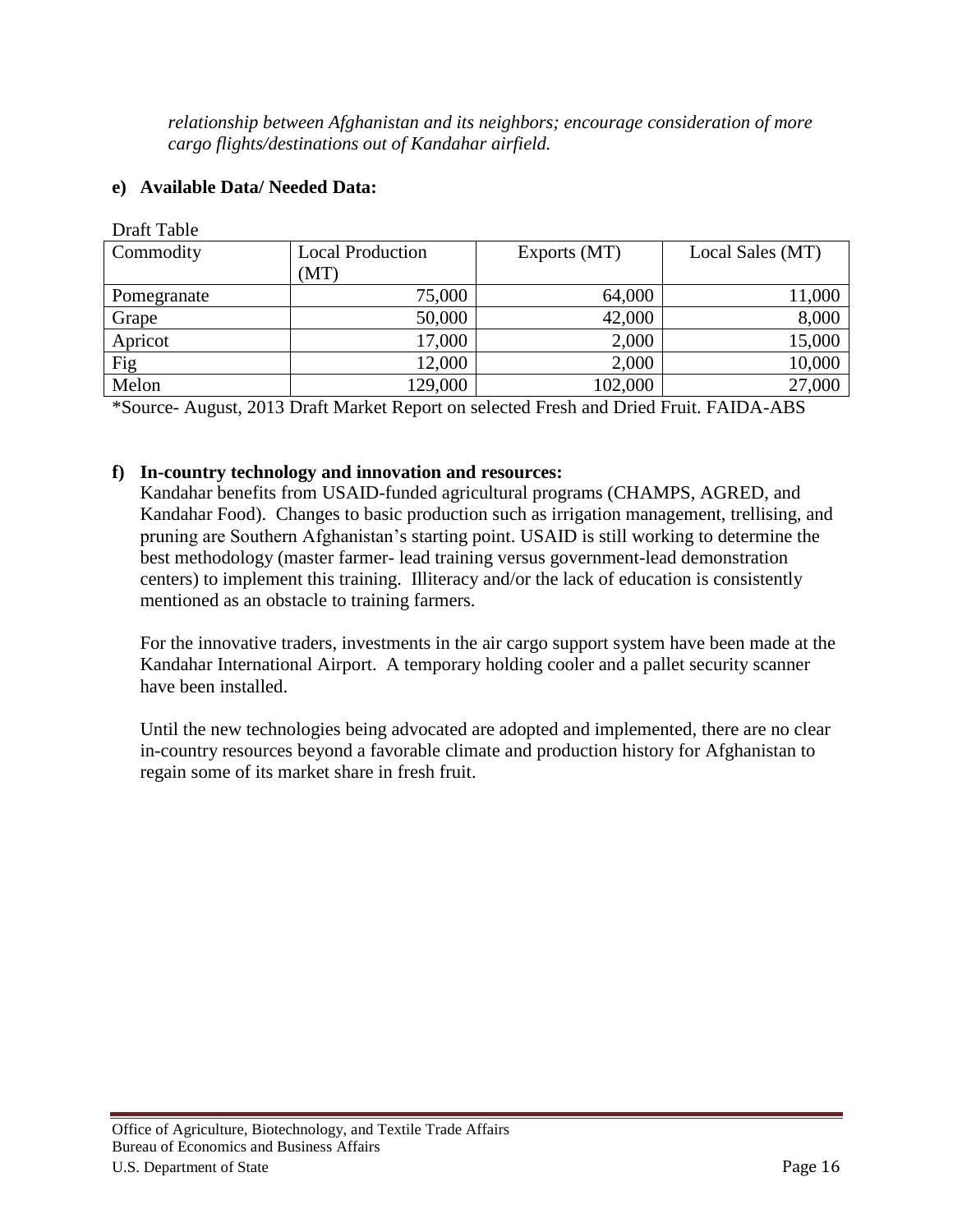*relationship between Afghanistan and its neighbors; encourage consideration of more cargo flights/destinations out of Kandahar airfield.*

**e) Available Data/ Needed Data:**

Draft Table

| Commodity | Local Production (MT) | Exports (MT) | Local Sales (MT) |
|---|---|---|---|
| Pomegranate | 75,000 | 64,000 | 11,000 |
| Grape | 50,000 | 42,000 | 8,000 |
| Apricot | 17,000 | 2,000 | 15,000 |
| Fig | 12,000 | 2,000 | 10,000 |
| Melon | 129,000 | 102,000 | 27,000 |

*Source- August, 2013 Draft Market Report on selected Fresh and Dried Fruit. FAIDA-ABS

**f) In-country technology and innovation and resources:**

Kandahar benefits from USAID-funded agricultural programs (CHAMPS, AGRED, and Kandahar Food). Changes to basic production such as irrigation management, trellising, and pruning are Southern Afghanistan's starting point. USAID is still working to determine the best methodology (master farmer- lead training versus government-lead demonstration centers) to implement this training. Illiteracy and/or the lack of education is consistently mentioned as an obstacle to training farmers.

For the innovative traders, investments in the air cargo support system have been made at the Kandahar International Airport. A temporary holding cooler and a pallet security scanner have been installed.

Until the new technologies being advocated are adopted and implemented, there are no clear in-country resources beyond a favorable climate and production history for Afghanistan to regain some of its market share in fresh fruit.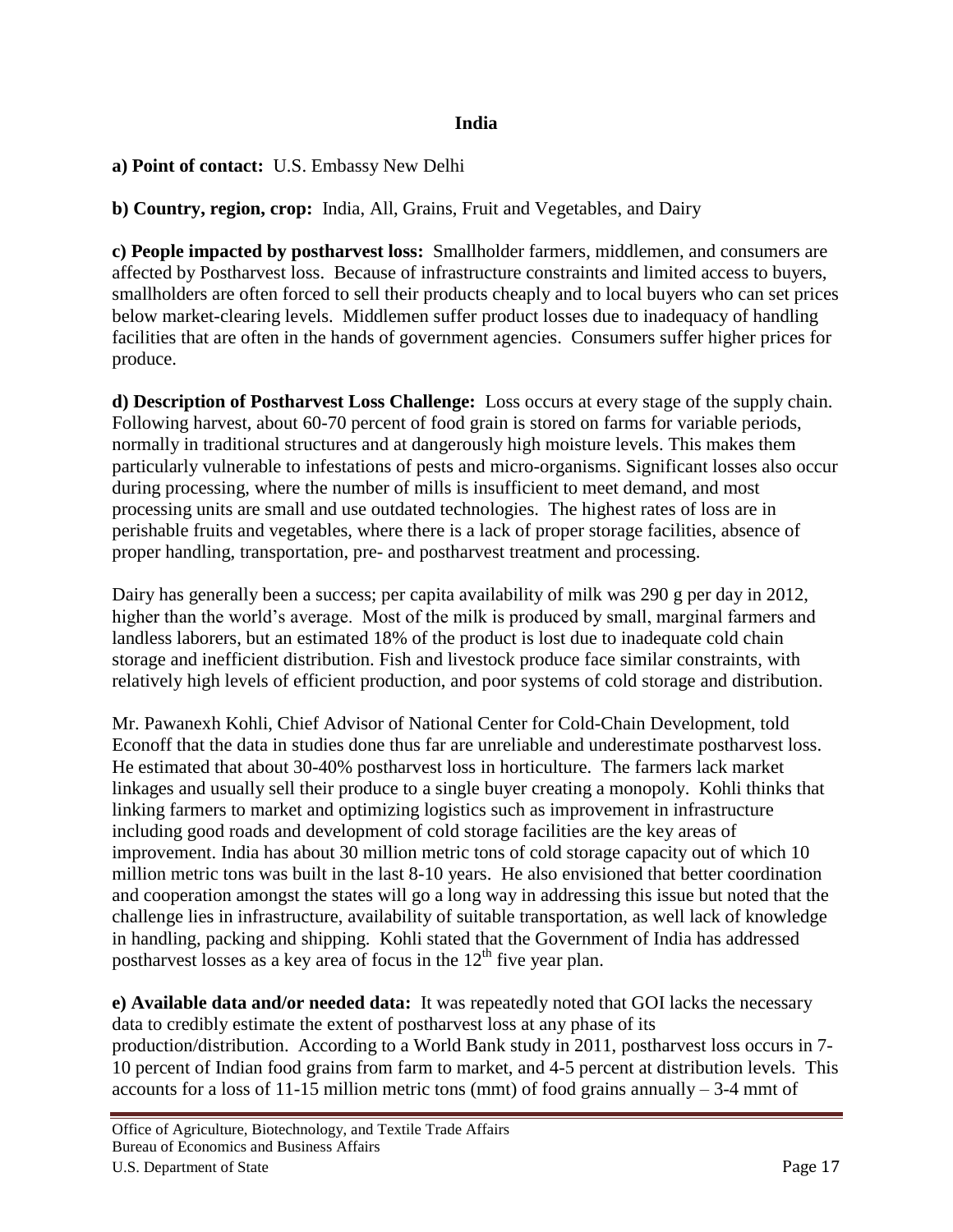## India

**a) Point of contact:** U.S. Embassy New Delhi

**b) Country, region, crop:** India, All, Grains, Fruit and Vegetables, and Dairy

**c) People impacted by postharvest loss:** Smallholder farmers, middlemen, and consumers are affected by Postharvest loss. Because of infrastructure constraints and limited access to buyers, smallholders are often forced to sell their products cheaply and to local buyers who can set prices below market-clearing levels. Middlemen suffer product losses due to inadequacy of handling facilities that are often in the hands of government agencies. Consumers suffer higher prices for produce.

**d) Description of Postharvest Loss Challenge:** Loss occurs at every stage of the supply chain. Following harvest, about 60-70 percent of food grain is stored on farms for variable periods, normally in traditional structures and at dangerously high moisture levels. This makes them particularly vulnerable to infestations of pests and micro-organisms. Significant losses also occur during processing, where the number of mills is insufficient to meet demand, and most processing units are small and use outdated technologies. The highest rates of loss are in perishable fruits and vegetables, where there is a lack of proper storage facilities, absence of proper handling, transportation, pre- and postharvest treatment and processing.

Dairy has generally been a success; per capita availability of milk was 290 g per day in 2012, higher than the world's average. Most of the milk is produced by small, marginal farmers and landless laborers, but an estimated 18% of the product is lost due to inadequate cold chain storage and inefficient distribution. Fish and livestock produce face similar constraints, with relatively high levels of efficient production, and poor systems of cold storage and distribution.

Mr. Pawanexh Kohli, Chief Advisor of National Center for Cold-Chain Development, told Econoff that the data in studies done thus far are unreliable and underestimate postharvest loss. He estimated that about 30-40% postharvest loss in horticulture. The farmers lack market linkages and usually sell their produce to a single buyer creating a monopoly. Kohli thinks that linking farmers to market and optimizing logistics such as improvement in infrastructure including good roads and development of cold storage facilities are the key areas of improvement. India has about 30 million metric tons of cold storage capacity out of which 10 million metric tons was built in the last 8-10 years. He also envisioned that better coordination and cooperation amongst the states will go a long way in addressing this issue but noted that the challenge lies in infrastructure, availability of suitable transportation, as well lack of knowledge in handling, packing and shipping. Kohli stated that the Government of India has addressed postharvest losses as a key area of focus in the 12th five year plan.

**e) Available data and/or needed data:** It was repeatedly noted that GOI lacks the necessary data to credibly estimate the extent of postharvest loss at any phase of its production/distribution. According to a World Bank study in 2011, postharvest loss occurs in 7-10 percent of Indian food grains from farm to market, and 4-5 percent at distribution levels. This accounts for a loss of 11-15 million metric tons (mmt) of food grains annually – 3-4 mmt of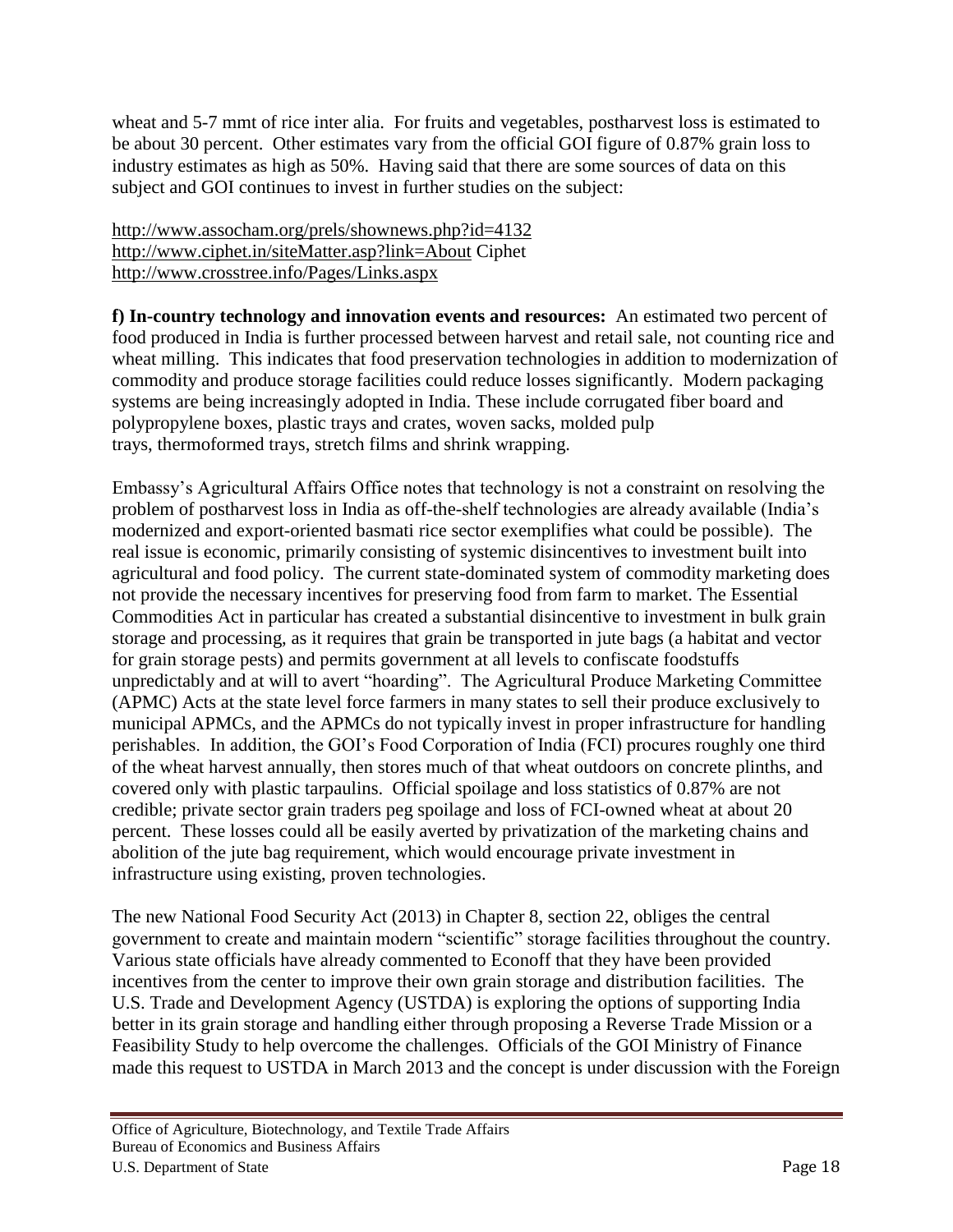wheat and 5-7 mmt of rice inter alia. For fruits and vegetables, postharvest loss is estimated to be about 30 percent. Other estimates vary from the official GOI figure of 0.87% grain loss to industry estimates as high as 50%. Having said that there are some sources of data on this subject and GOI continues to invest in further studies on the subject:

http://www.assocham.org/prels/shownews.php?id=4132
http://www.ciphet.in/siteMatter.asp?link=About Ciphet
http://www.crosstree.info/Pages/Links.aspx

**f) In-country technology and innovation events and resources:** An estimated two percent of food produced in India is further processed between harvest and retail sale, not counting rice and wheat milling. This indicates that food preservation technologies in addition to modernization of commodity and produce storage facilities could reduce losses significantly. Modern packaging systems are being increasingly adopted in India. These include corrugated fiber board and polypropylene boxes, plastic trays and crates, woven sacks, molded pulp trays, thermoformed trays, stretch films and shrink wrapping.

Embassy's Agricultural Affairs Office notes that technology is not a constraint on resolving the problem of postharvest loss in India as off-the-shelf technologies are already available (India's modernized and export-oriented basmati rice sector exemplifies what could be possible). The real issue is economic, primarily consisting of systemic disincentives to investment built into agricultural and food policy. The current state-dominated system of commodity marketing does not provide the necessary incentives for preserving food from farm to market. The Essential Commodities Act in particular has created a substantial disincentive to investment in bulk grain storage and processing, as it requires that grain be transported in jute bags (a habitat and vector for grain storage pests) and permits government at all levels to confiscate foodstuffs unpredictably and at will to avert "hoarding". The Agricultural Produce Marketing Committee (APMC) Acts at the state level force farmers in many states to sell their produce exclusively to municipal APMCs, and the APMCs do not typically invest in proper infrastructure for handling perishables. In addition, the GOI's Food Corporation of India (FCI) procures roughly one third of the wheat harvest annually, then stores much of that wheat outdoors on concrete plinths, and covered only with plastic tarpaulins. Official spoilage and loss statistics of 0.87% are not credible; private sector grain traders peg spoilage and loss of FCI-owned wheat at about 20 percent. These losses could all be easily averted by privatization of the marketing chains and abolition of the jute bag requirement, which would encourage private investment in infrastructure using existing, proven technologies.

The new National Food Security Act (2013) in Chapter 8, section 22, obliges the central government to create and maintain modern "scientific" storage facilities throughout the country. Various state officials have already commented to Econoff that they have been provided incentives from the center to improve their own grain storage and distribution facilities. The U.S. Trade and Development Agency (USTDA) is exploring the options of supporting India better in its grain storage and handling either through proposing a Reverse Trade Mission or a Feasibility Study to help overcome the challenges. Officials of the GOI Ministry of Finance made this request to USTDA in March 2013 and the concept is under discussion with the Foreign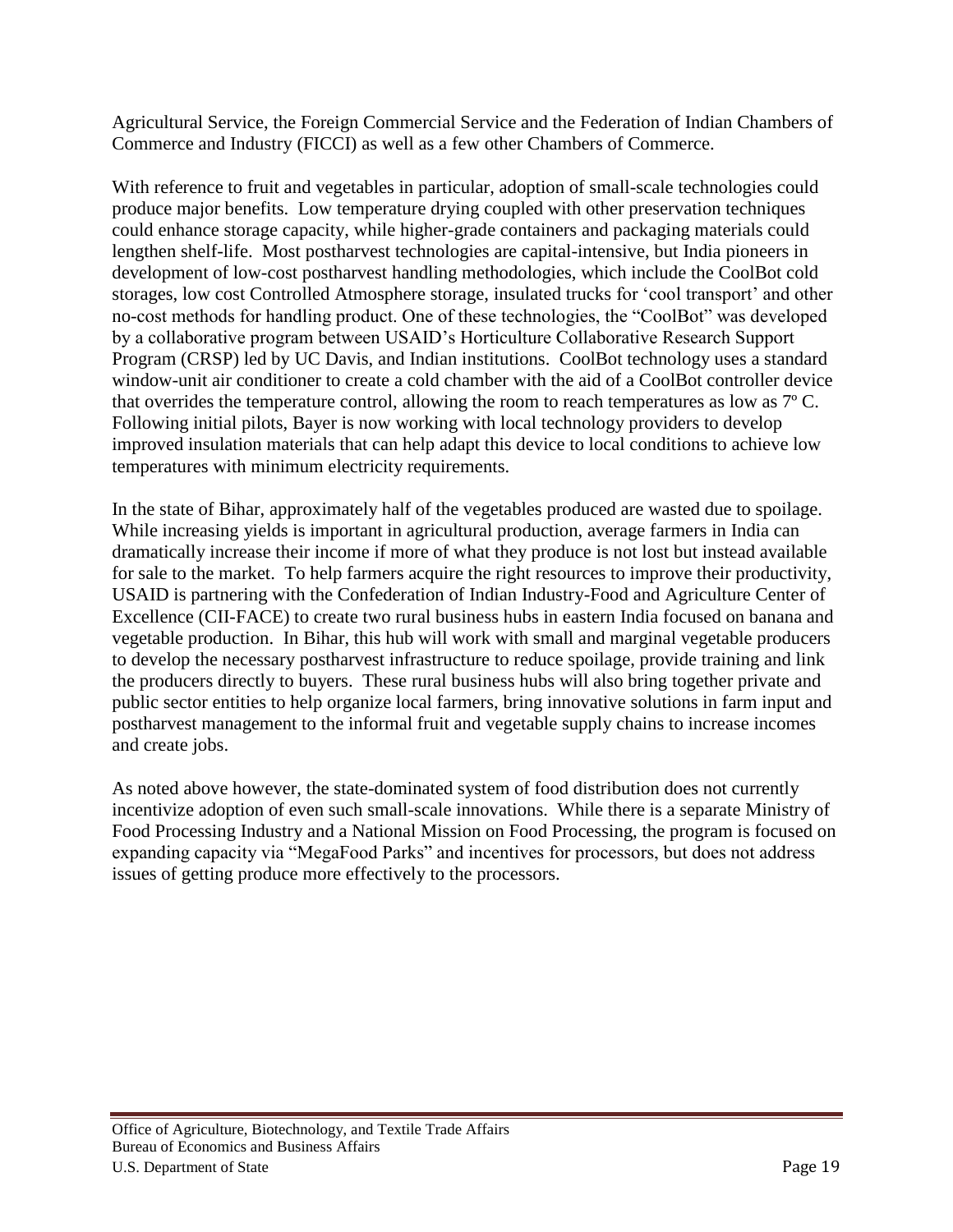Agricultural Service, the Foreign Commercial Service and the Federation of Indian Chambers of Commerce and Industry (FICCI) as well as a few other Chambers of Commerce.

With reference to fruit and vegetables in particular, adoption of small-scale technologies could produce major benefits. Low temperature drying coupled with other preservation techniques could enhance storage capacity, while higher-grade containers and packaging materials could lengthen shelf-life. Most postharvest technologies are capital-intensive, but India pioneers in development of low-cost postharvest handling methodologies, which include the CoolBot cold storages, low cost Controlled Atmosphere storage, insulated trucks for 'cool transport' and other no-cost methods for handling product. One of these technologies, the "CoolBot" was developed by a collaborative program between USAID's Horticulture Collaborative Research Support Program (CRSP) led by UC Davis, and Indian institutions. CoolBot technology uses a standard window-unit air conditioner to create a cold chamber with the aid of a CoolBot controller device that overrides the temperature control, allowing the room to reach temperatures as low as 7º C. Following initial pilots, Bayer is now working with local technology providers to develop improved insulation materials that can help adapt this device to local conditions to achieve low temperatures with minimum electricity requirements.

In the state of Bihar, approximately half of the vegetables produced are wasted due to spoilage. While increasing yields is important in agricultural production, average farmers in India can dramatically increase their income if more of what they produce is not lost but instead available for sale to the market. To help farmers acquire the right resources to improve their productivity, USAID is partnering with the Confederation of Indian Industry-Food and Agriculture Center of Excellence (CII-FACE) to create two rural business hubs in eastern India focused on banana and vegetable production. In Bihar, this hub will work with small and marginal vegetable producers to develop the necessary postharvest infrastructure to reduce spoilage, provide training and link the producers directly to buyers. These rural business hubs will also bring together private and public sector entities to help organize local farmers, bring innovative solutions in farm input and postharvest management to the informal fruit and vegetable supply chains to increase incomes and create jobs.

As noted above however, the state-dominated system of food distribution does not currently incentivize adoption of even such small-scale innovations. While there is a separate Ministry of Food Processing Industry and a National Mission on Food Processing, the program is focused on expanding capacity via "MegaFood Parks" and incentives for processors, but does not address issues of getting produce more effectively to the processors.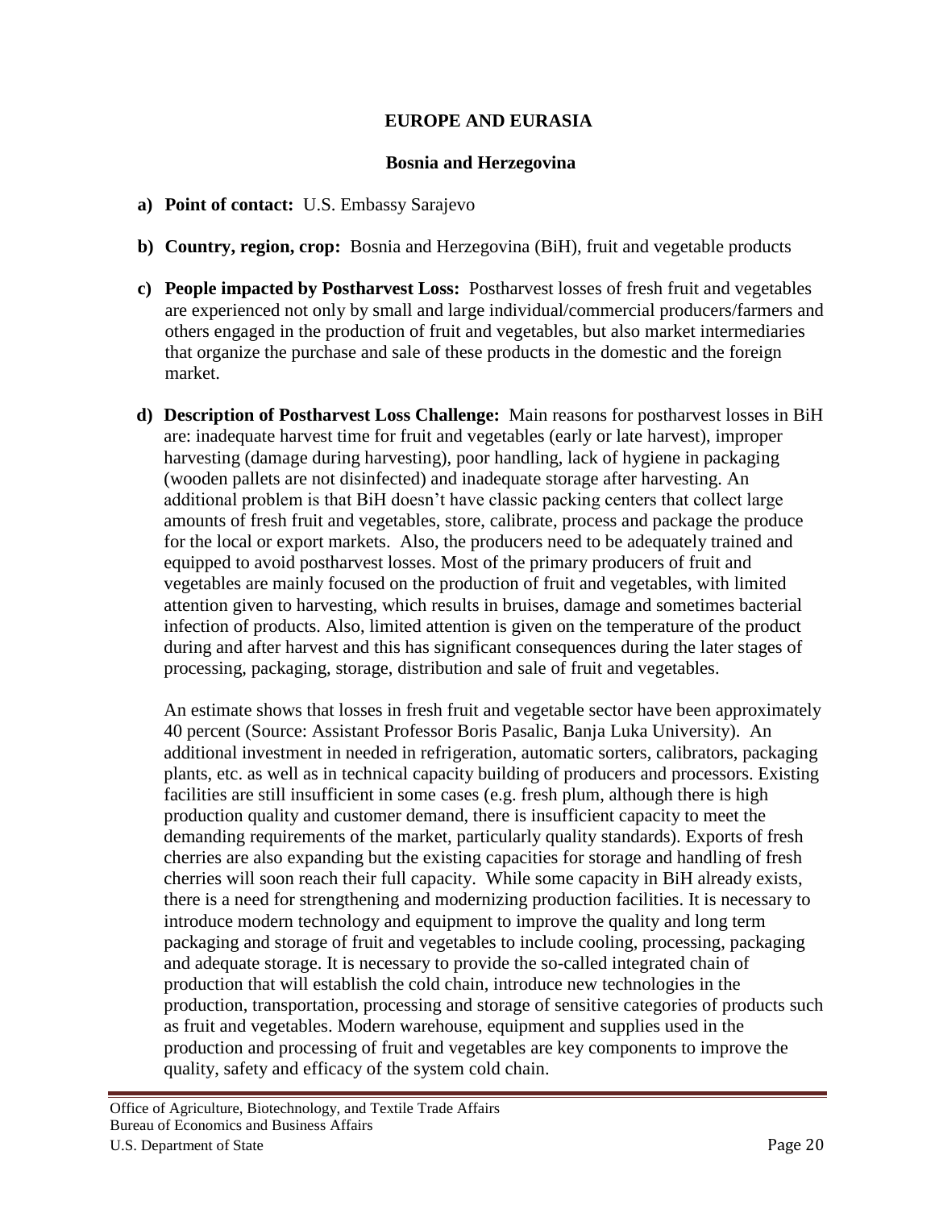## EUROPE AND EURASIA

### Bosnia and Herzegovina

a) **Point of contact:** U.S. Embassy Sarajevo

b) **Country, region, crop:** Bosnia and Herzegovina (BiH), fruit and vegetable products

c) **People impacted by Postharvest Loss:** Postharvest losses of fresh fruit and vegetables are experienced not only by small and large individual/commercial producers/farmers and others engaged in the production of fruit and vegetables, but also market intermediaries that organize the purchase and sale of these products in the domestic and the foreign market.

d) **Description of Postharvest Loss Challenge:** Main reasons for postharvest losses in BiH are: inadequate harvest time for fruit and vegetables (early or late harvest), improper harvesting (damage during harvesting), poor handling, lack of hygiene in packaging (wooden pallets are not disinfected) and inadequate storage after harvesting. An additional problem is that BiH doesn't have classic packing centers that collect large amounts of fresh fruit and vegetables, store, calibrate, process and package the produce for the local or export markets. Also, the producers need to be adequately trained and equipped to avoid postharvest losses. Most of the primary producers of fruit and vegetables are mainly focused on the production of fruit and vegetables, with limited attention given to harvesting, which results in bruises, damage and sometimes bacterial infection of products. Also, limited attention is given on the temperature of the product during and after harvest and this has significant consequences during the later stages of processing, packaging, storage, distribution and sale of fruit and vegetables.

   An estimate shows that losses in fresh fruit and vegetable sector have been approximately 40 percent (Source: Assistant Professor Boris Pasalic, Banja Luka University). An additional investment in needed in refrigeration, automatic sorters, calibrators, packaging plants, etc. as well as in technical capacity building of producers and processors. Existing facilities are still insufficient in some cases (e.g. fresh plum, although there is high production quality and customer demand, there is insufficient capacity to meet the demanding requirements of the market, particularly quality standards). Exports of fresh cherries are also expanding but the existing capacities for storage and handling of fresh cherries will soon reach their full capacity. While some capacity in BiH already exists, there is a need for strengthening and modernizing production facilities. It is necessary to introduce modern technology and equipment to improve the quality and long term packaging and storage of fruit and vegetables to include cooling, processing, packaging and adequate storage. It is necessary to provide the so-called integrated chain of production that will establish the cold chain, introduce new technologies in the production, transportation, processing and storage of sensitive categories of products such as fruit and vegetables. Modern warehouse, equipment and supplies used in the production and processing of fruit and vegetables are key components to improve the quality, safety and efficacy of the system cold chain.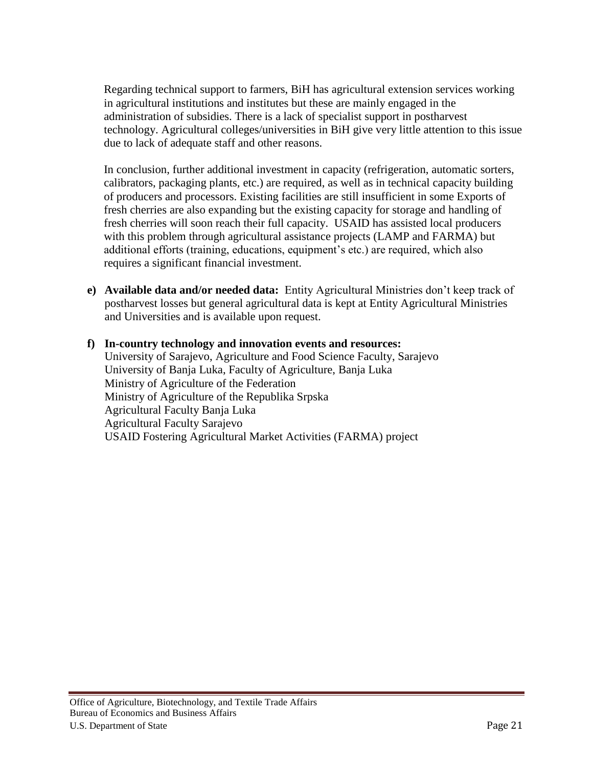Regarding technical support to farmers, BiH has agricultural extension services working in agricultural institutions and institutes but these are mainly engaged in the administration of subsidies. There is a lack of specialist support in postharvest technology. Agricultural colleges/universities in BiH give very little attention to this issue due to lack of adequate staff and other reasons.

In conclusion, further additional investment in capacity (refrigeration, automatic sorters, calibrators, packaging plants, etc.) are required, as well as in technical capacity building of producers and processors. Existing facilities are still insufficient in some Exports of fresh cherries are also expanding but the existing capacity for storage and handling of fresh cherries will soon reach their full capacity. USAID has assisted local producers with this problem through agricultural assistance projects (LAMP and FARMA) but additional efforts (training, educations, equipment's etc.) are required, which also requires a significant financial investment.

e) **Available data and/or needed data:** Entity Agricultural Ministries don't keep track of postharvest losses but general agricultural data is kept at Entity Agricultural Ministries and Universities and is available upon request.

f) **In-country technology and innovation events and resources:**
University of Sarajevo, Agriculture and Food Science Faculty, Sarajevo
University of Banja Luka, Faculty of Agriculture, Banja Luka
Ministry of Agriculture of the Federation
Ministry of Agriculture of the Republika Srpska
Agricultural Faculty Banja Luka
Agricultural Faculty Sarajevo
USAID Fostering Agricultural Market Activities (FARMA) project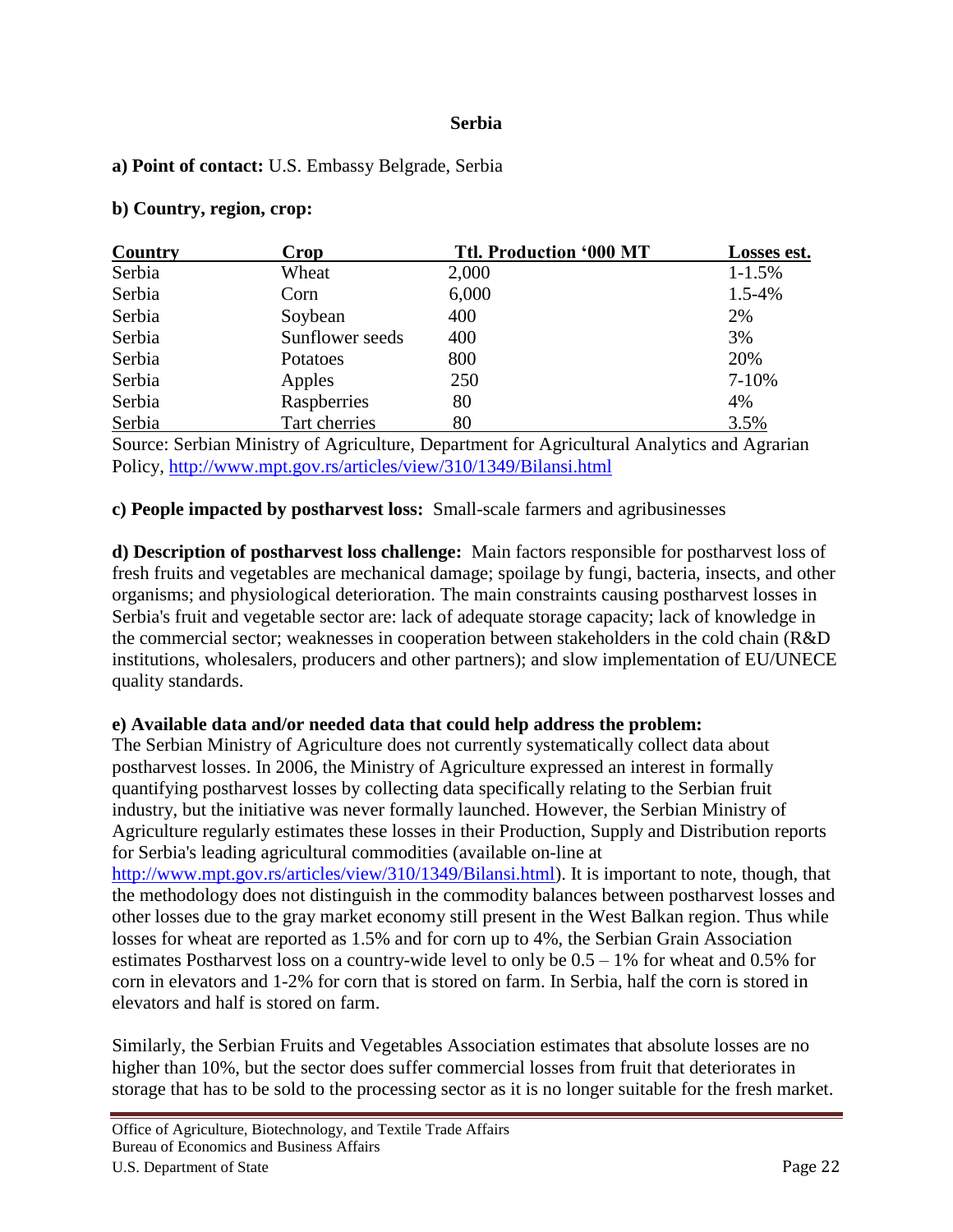## Serbia

**a) Point of contact:** U.S. Embassy Belgrade, Serbia

**b) Country, region, crop:**

| Country | Crop | Ttl. Production '000 MT | Losses est. |
|---|---|---|---|
| Serbia | Wheat | 2,000 | 1-1.5% |
| Serbia | Corn | 6,000 | 1.5-4% |
| Serbia | Soybean | 400 | 2% |
| Serbia | Sunflower seeds | 400 | 3% |
| Serbia | Potatoes | 800 | 20% |
| Serbia | Apples | 250 | 7-10% |
| Serbia | Raspberries | 80 | 4% |
| Serbia | Tart cherries | 80 | 3.5% |

Source: Serbian Ministry of Agriculture, Department for Agricultural Analytics and Agrarian Policy, http://www.mpt.gov.rs/articles/view/310/1349/Bilansi.html

**c) People impacted by postharvest loss:** Small-scale farmers and agribusinesses

**d) Description of postharvest loss challenge:** Main factors responsible for postharvest loss of fresh fruits and vegetables are mechanical damage; spoilage by fungi, bacteria, insects, and other organisms; and physiological deterioration. The main constraints causing postharvest losses in Serbia's fruit and vegetable sector are: lack of adequate storage capacity; lack of knowledge in the commercial sector; weaknesses in cooperation between stakeholders in the cold chain (R&D institutions, wholesalers, producers and other partners); and slow implementation of EU/UNECE quality standards.

**e) Available data and/or needed data that could help address the problem:**
The Serbian Ministry of Agriculture does not currently systematically collect data about postharvest losses. In 2006, the Ministry of Agriculture expressed an interest in formally quantifying postharvest losses by collecting data specifically relating to the Serbian fruit industry, but the initiative was never formally launched. However, the Serbian Ministry of Agriculture regularly estimates these losses in their Production, Supply and Distribution reports for Serbia's leading agricultural commodities (available on-line at http://www.mpt.gov.rs/articles/view/310/1349/Bilansi.html). It is important to note, though, that the methodology does not distinguish in the commodity balances between postharvest losses and other losses due to the gray market economy still present in the West Balkan region. Thus while losses for wheat are reported as 1.5% and for corn up to 4%, the Serbian Grain Association estimates Postharvest loss on a country-wide level to only be 0.5 – 1% for wheat and 0.5% for corn in elevators and 1-2% for corn that is stored on farm. In Serbia, half the corn is stored in elevators and half is stored on farm.

Similarly, the Serbian Fruits and Vegetables Association estimates that absolute losses are no higher than 10%, but the sector does suffer commercial losses from fruit that deteriorates in storage that has to be sold to the processing sector as it is no longer suitable for the fresh market.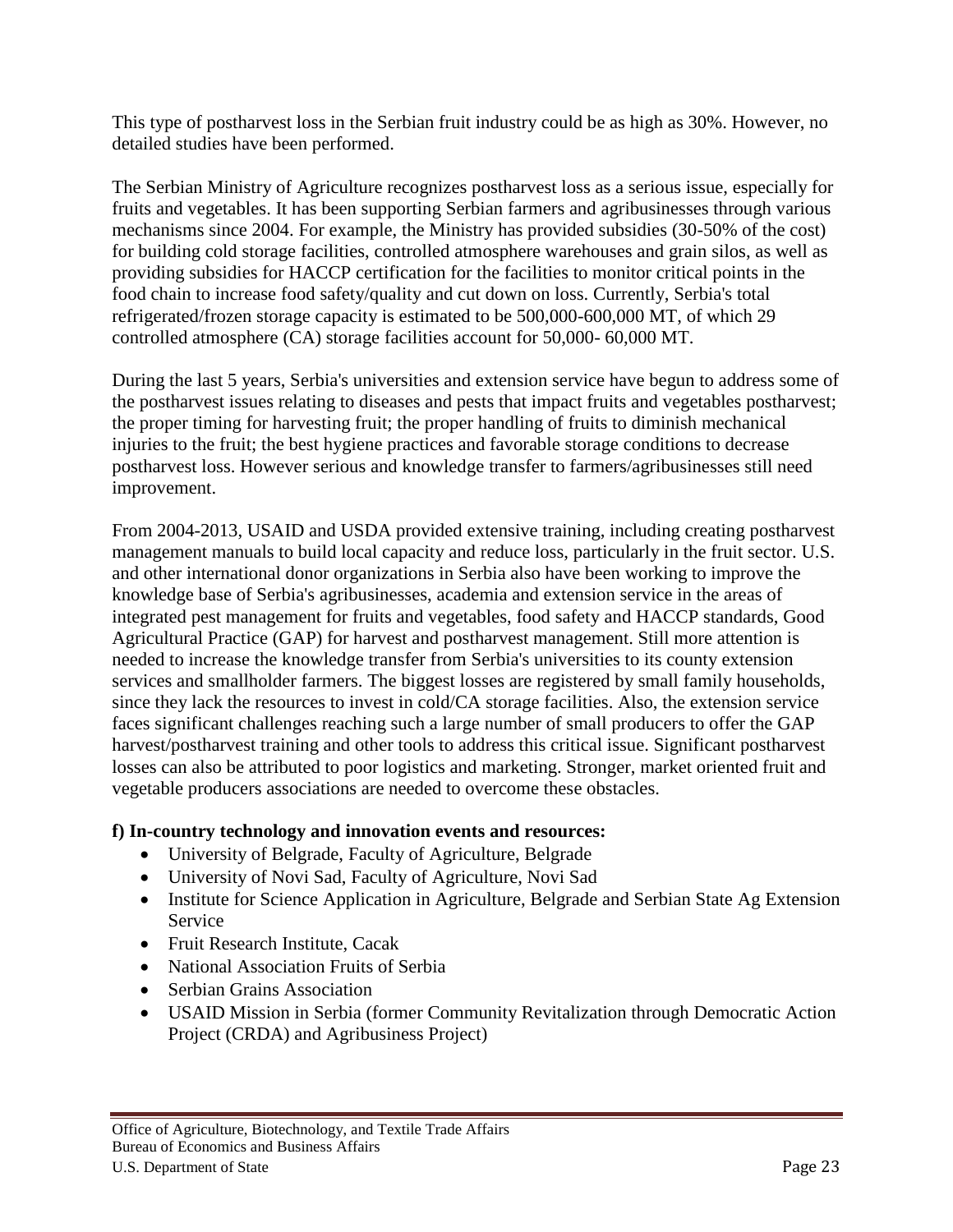This type of postharvest loss in the Serbian fruit industry could be as high as 30%. However, no detailed studies have been performed.

The Serbian Ministry of Agriculture recognizes postharvest loss as a serious issue, especially for fruits and vegetables. It has been supporting Serbian farmers and agribusinesses through various mechanisms since 2004. For example, the Ministry has provided subsidies (30-50% of the cost) for building cold storage facilities, controlled atmosphere warehouses and grain silos, as well as providing subsidies for HACCP certification for the facilities to monitor critical points in the food chain to increase food safety/quality and cut down on loss. Currently, Serbia's total refrigerated/frozen storage capacity is estimated to be 500,000-600,000 MT, of which 29 controlled atmosphere (CA) storage facilities account for 50,000- 60,000 MT.

During the last 5 years, Serbia's universities and extension service have begun to address some of the postharvest issues relating to diseases and pests that impact fruits and vegetables postharvest; the proper timing for harvesting fruit; the proper handling of fruits to diminish mechanical injuries to the fruit; the best hygiene practices and favorable storage conditions to decrease postharvest loss. However serious and knowledge transfer to farmers/agribusinesses still need improvement.

From 2004-2013, USAID and USDA provided extensive training, including creating postharvest management manuals to build local capacity and reduce loss, particularly in the fruit sector. U.S. and other international donor organizations in Serbia also have been working to improve the knowledge base of Serbia's agribusinesses, academia and extension service in the areas of integrated pest management for fruits and vegetables, food safety and HACCP standards, Good Agricultural Practice (GAP) for harvest and postharvest management. Still more attention is needed to increase the knowledge transfer from Serbia's universities to its county extension services and smallholder farmers. The biggest losses are registered by small family households, since they lack the resources to invest in cold/CA storage facilities. Also, the extension service faces significant challenges reaching such a large number of small producers to offer the GAP harvest/postharvest training and other tools to address this critical issue. Significant postharvest losses can also be attributed to poor logistics and marketing. Stronger, market oriented fruit and vegetable producers associations are needed to overcome these obstacles.

**f) In-country technology and innovation events and resources:**

- University of Belgrade, Faculty of Agriculture, Belgrade
- University of Novi Sad, Faculty of Agriculture, Novi Sad
- Institute for Science Application in Agriculture, Belgrade and Serbian State Ag Extension Service
- Fruit Research Institute, Cacak
- National Association Fruits of Serbia
- Serbian Grains Association
- USAID Mission in Serbia (former Community Revitalization through Democratic Action Project (CRDA) and Agribusiness Project)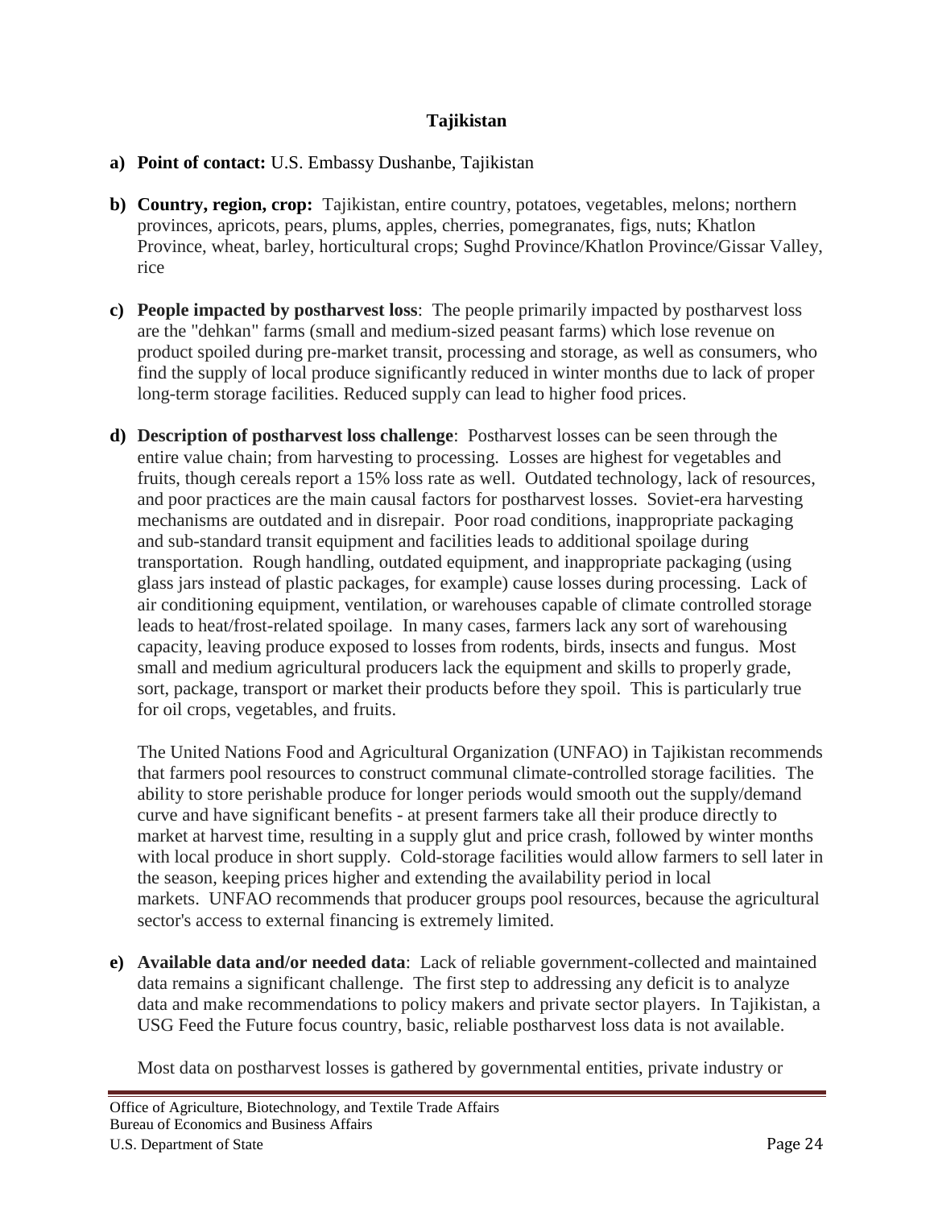## Tajikistan

a) **Point of contact:** U.S. Embassy Dushanbe, Tajikistan

b) **Country, region, crop:** Tajikistan, entire country, potatoes, vegetables, melons; northern provinces, apricots, pears, plums, apples, cherries, pomegranates, figs, nuts; Khatlon Province, wheat, barley, horticultural crops; Sughd Province/Khatlon Province/Gissar Valley, rice

c) **People impacted by postharvest loss**: The people primarily impacted by postharvest loss are the "dehkan" farms (small and medium-sized peasant farms) which lose revenue on product spoiled during pre-market transit, processing and storage, as well as consumers, who find the supply of local produce significantly reduced in winter months due to lack of proper long-term storage facilities. Reduced supply can lead to higher food prices.

d) **Description of postharvest loss challenge**: Postharvest losses can be seen through the entire value chain; from harvesting to processing. Losses are highest for vegetables and fruits, though cereals report a 15% loss rate as well. Outdated technology, lack of resources, and poor practices are the main causal factors for postharvest losses. Soviet-era harvesting mechanisms are outdated and in disrepair. Poor road conditions, inappropriate packaging and sub-standard transit equipment and facilities leads to additional spoilage during transportation. Rough handling, outdated equipment, and inappropriate packaging (using glass jars instead of plastic packages, for example) cause losses during processing. Lack of air conditioning equipment, ventilation, or warehouses capable of climate controlled storage leads to heat/frost-related spoilage. In many cases, farmers lack any sort of warehousing capacity, leaving produce exposed to losses from rodents, birds, insects and fungus. Most small and medium agricultural producers lack the equipment and skills to properly grade, sort, package, transport or market their products before they spoil. This is particularly true for oil crops, vegetables, and fruits.

   The United Nations Food and Agricultural Organization (UNFAO) in Tajikistan recommends that farmers pool resources to construct communal climate-controlled storage facilities. The ability to store perishable produce for longer periods would smooth out the supply/demand curve and have significant benefits - at present farmers take all their produce directly to market at harvest time, resulting in a supply glut and price crash, followed by winter months with local produce in short supply. Cold-storage facilities would allow farmers to sell later in the season, keeping prices higher and extending the availability period in local markets. UNFAO recommends that producer groups pool resources, because the agricultural sector's access to external financing is extremely limited.

e) **Available data and/or needed data**: Lack of reliable government-collected and maintained data remains a significant challenge. The first step to addressing any deficit is to analyze data and make recommendations to policy makers and private sector players. In Tajikistan, a USG Feed the Future focus country, basic, reliable postharvest loss data is not available.

   Most data on postharvest losses is gathered by governmental entities, private industry or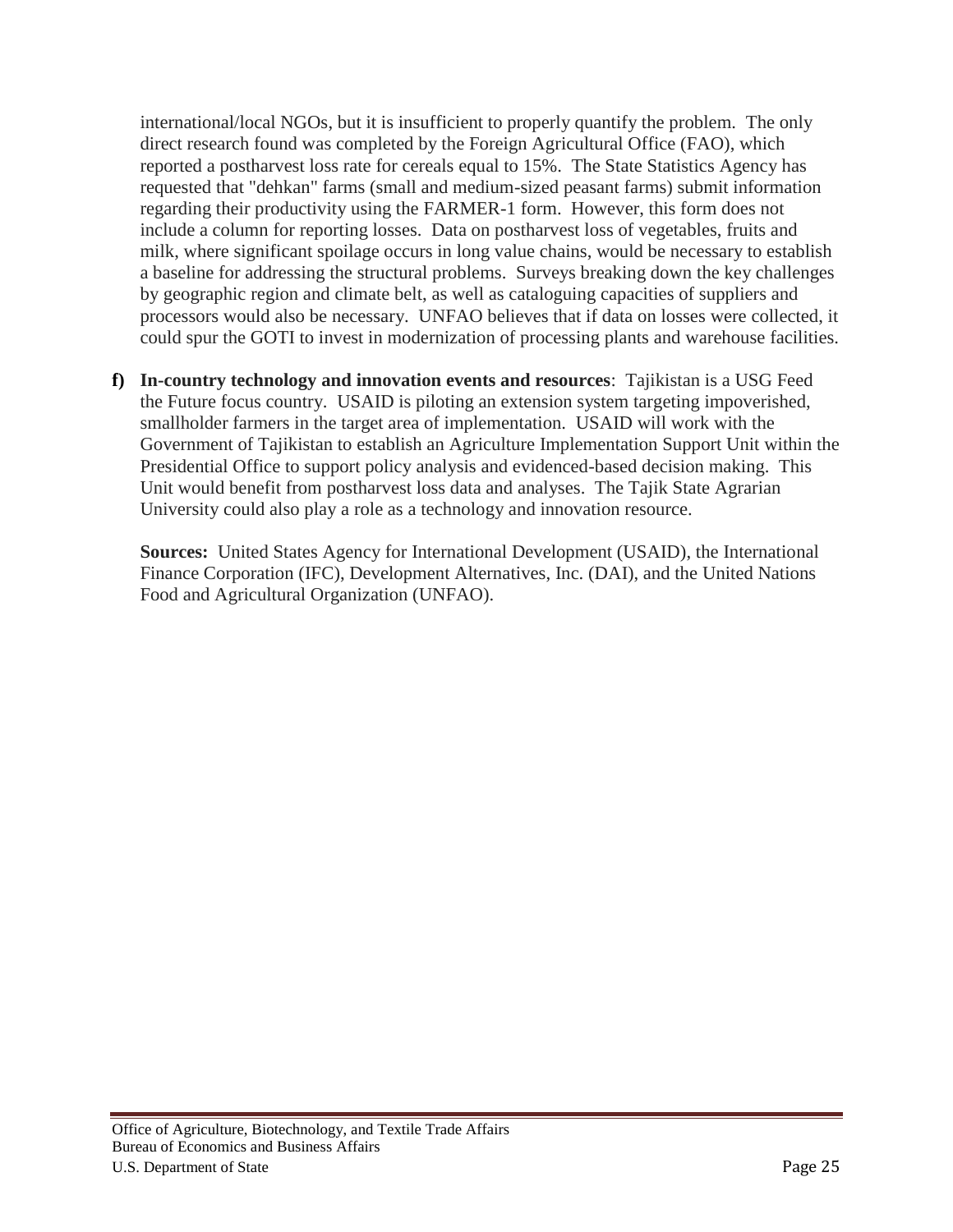international/local NGOs, but it is insufficient to properly quantify the problem. The only direct research found was completed by the Foreign Agricultural Office (FAO), which reported a postharvest loss rate for cereals equal to 15%. The State Statistics Agency has requested that "dehkan" farms (small and medium-sized peasant farms) submit information regarding their productivity using the FARMER-1 form. However, this form does not include a column for reporting losses. Data on postharvest loss of vegetables, fruits and milk, where significant spoilage occurs in long value chains, would be necessary to establish a baseline for addressing the structural problems. Surveys breaking down the key challenges by geographic region and climate belt, as well as cataloguing capacities of suppliers and processors would also be necessary. UNFAO believes that if data on losses were collected, it could spur the GOTI to invest in modernization of processing plants and warehouse facilities.

**f) In-country technology and innovation events and resources**: Tajikistan is a USG Feed the Future focus country. USAID is piloting an extension system targeting impoverished, smallholder farmers in the target area of implementation. USAID will work with the Government of Tajikistan to establish an Agriculture Implementation Support Unit within the Presidential Office to support policy analysis and evidenced-based decision making. This Unit would benefit from postharvest loss data and analyses. The Tajik State Agrarian University could also play a role as a technology and innovation resource.

**Sources:** United States Agency for International Development (USAID), the International Finance Corporation (IFC), Development Alternatives, Inc. (DAI), and the United Nations Food and Agricultural Organization (UNFAO).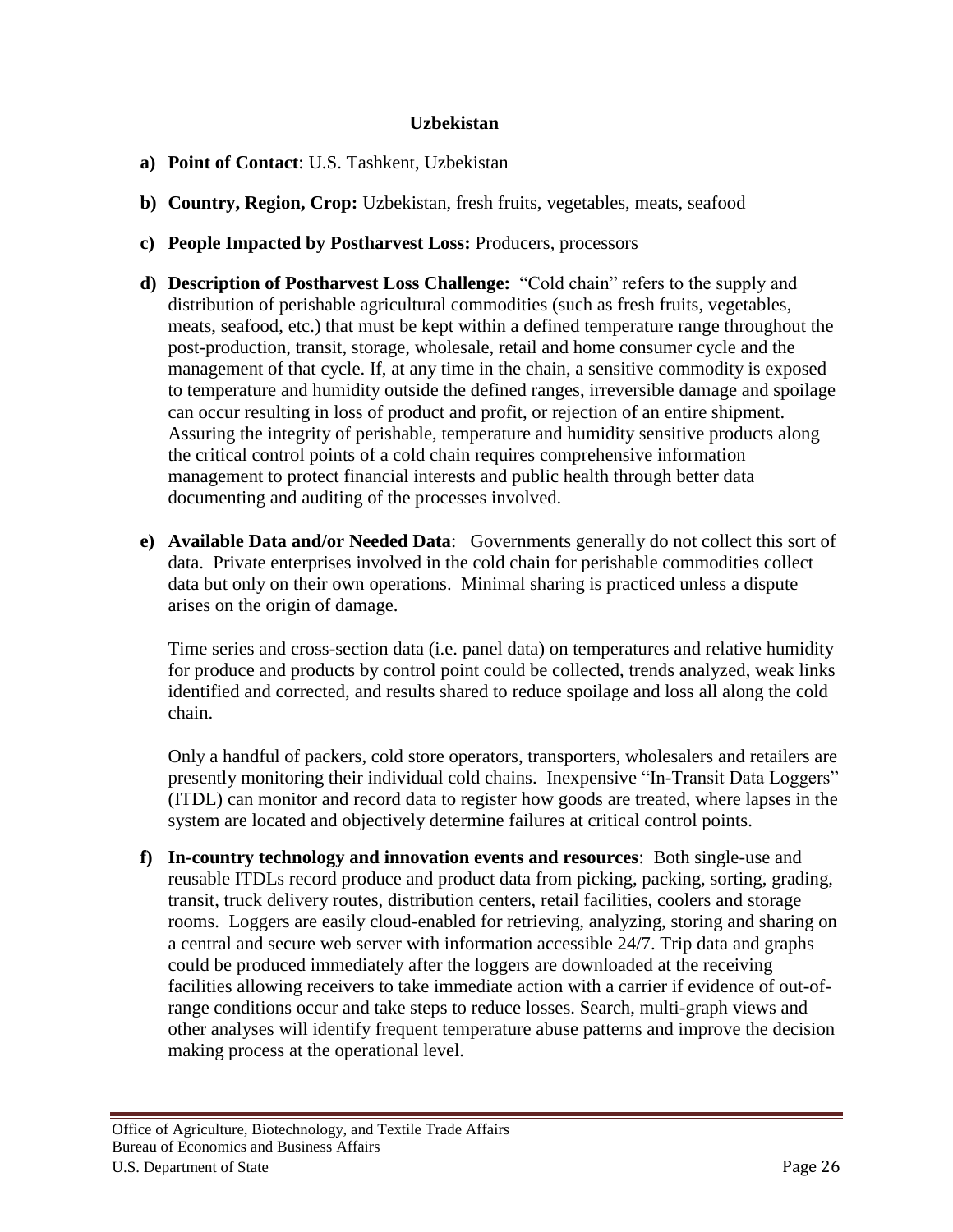## Uzbekistan

a) **Point of Contact**: U.S. Tashkent, Uzbekistan

b) **Country, Region, Crop:** Uzbekistan, fresh fruits, vegetables, meats, seafood

c) **People Impacted by Postharvest Loss:** Producers, processors

d) **Description of Postharvest Loss Challenge:** "Cold chain" refers to the supply and distribution of perishable agricultural commodities (such as fresh fruits, vegetables, meats, seafood, etc.) that must be kept within a defined temperature range throughout the post-production, transit, storage, wholesale, retail and home consumer cycle and the management of that cycle. If, at any time in the chain, a sensitive commodity is exposed to temperature and humidity outside the defined ranges, irreversible damage and spoilage can occur resulting in loss of product and profit, or rejection of an entire shipment. Assuring the integrity of perishable, temperature and humidity sensitive products along the critical control points of a cold chain requires comprehensive information management to protect financial interests and public health through better data documenting and auditing of the processes involved.

e) **Available Data and/or Needed Data**: Governments generally do not collect this sort of data. Private enterprises involved in the cold chain for perishable commodities collect data but only on their own operations. Minimal sharing is practiced unless a dispute arises on the origin of damage.

   Time series and cross-section data (i.e. panel data) on temperatures and relative humidity for produce and products by control point could be collected, trends analyzed, weak links identified and corrected, and results shared to reduce spoilage and loss all along the cold chain.

   Only a handful of packers, cold store operators, transporters, wholesalers and retailers are presently monitoring their individual cold chains. Inexpensive "In-Transit Data Loggers" (ITDL) can monitor and record data to register how goods are treated, where lapses in the system are located and objectively determine failures at critical control points.

f) **In-country technology and innovation events and resources**: Both single-use and reusable ITDLs record produce and product data from picking, packing, sorting, grading, transit, truck delivery routes, distribution centers, retail facilities, coolers and storage rooms. Loggers are easily cloud-enabled for retrieving, analyzing, storing and sharing on a central and secure web server with information accessible 24/7. Trip data and graphs could be produced immediately after the loggers are downloaded at the receiving facilities allowing receivers to take immediate action with a carrier if evidence of out-of-range conditions occur and take steps to reduce losses. Search, multi-graph views and other analyses will identify frequent temperature abuse patterns and improve the decision making process at the operational level.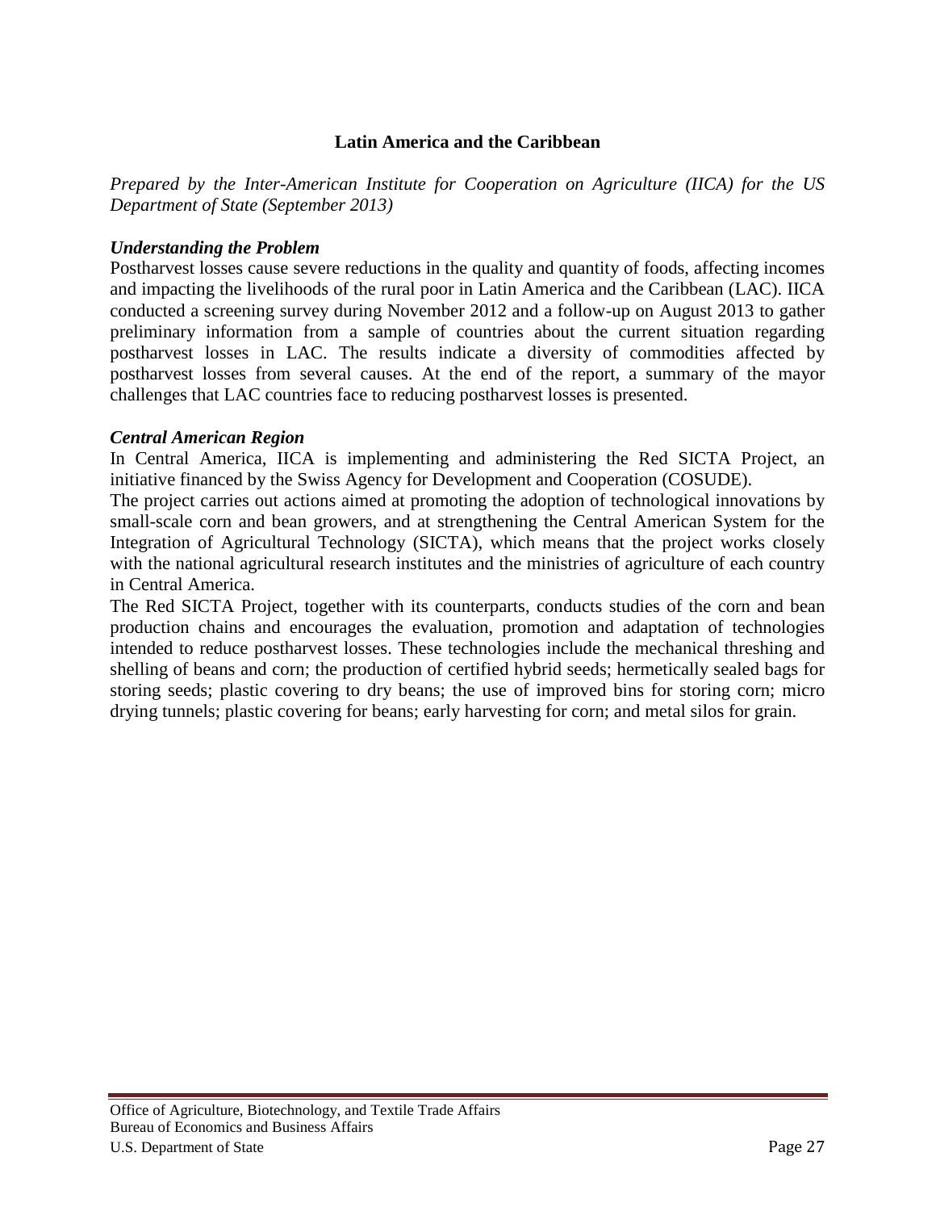## Latin America and the Caribbean

*Prepared by the Inter-American Institute for Cooperation on Agriculture (IICA) for the US Department of State (September 2013)*

### *Understanding the Problem*

Postharvest losses cause severe reductions in the quality and quantity of foods, affecting incomes and impacting the livelihoods of the rural poor in Latin America and the Caribbean (LAC). IICA conducted a screening survey during November 2012 and a follow-up on August 2013 to gather preliminary information from a sample of countries about the current situation regarding postharvest losses in LAC. The results indicate a diversity of commodities affected by postharvest losses from several causes. At the end of the report, a summary of the mayor challenges that LAC countries face to reducing postharvest losses is presented.

### *Central American Region*

In Central America, IICA is implementing and administering the Red SICTA Project, an initiative financed by the Swiss Agency for Development and Cooperation (COSUDE).

The project carries out actions aimed at promoting the adoption of technological innovations by small-scale corn and bean growers, and at strengthening the Central American System for the Integration of Agricultural Technology (SICTA), which means that the project works closely with the national agricultural research institutes and the ministries of agriculture of each country in Central America.

The Red SICTA Project, together with its counterparts, conducts studies of the corn and bean production chains and encourages the evaluation, promotion and adaptation of technologies intended to reduce postharvest losses. These technologies include the mechanical threshing and shelling of beans and corn; the production of certified hybrid seeds; hermetically sealed bags for storing seeds; plastic covering to dry beans; the use of improved bins for storing corn; micro drying tunnels; plastic covering for beans; early harvesting for corn; and metal silos for grain.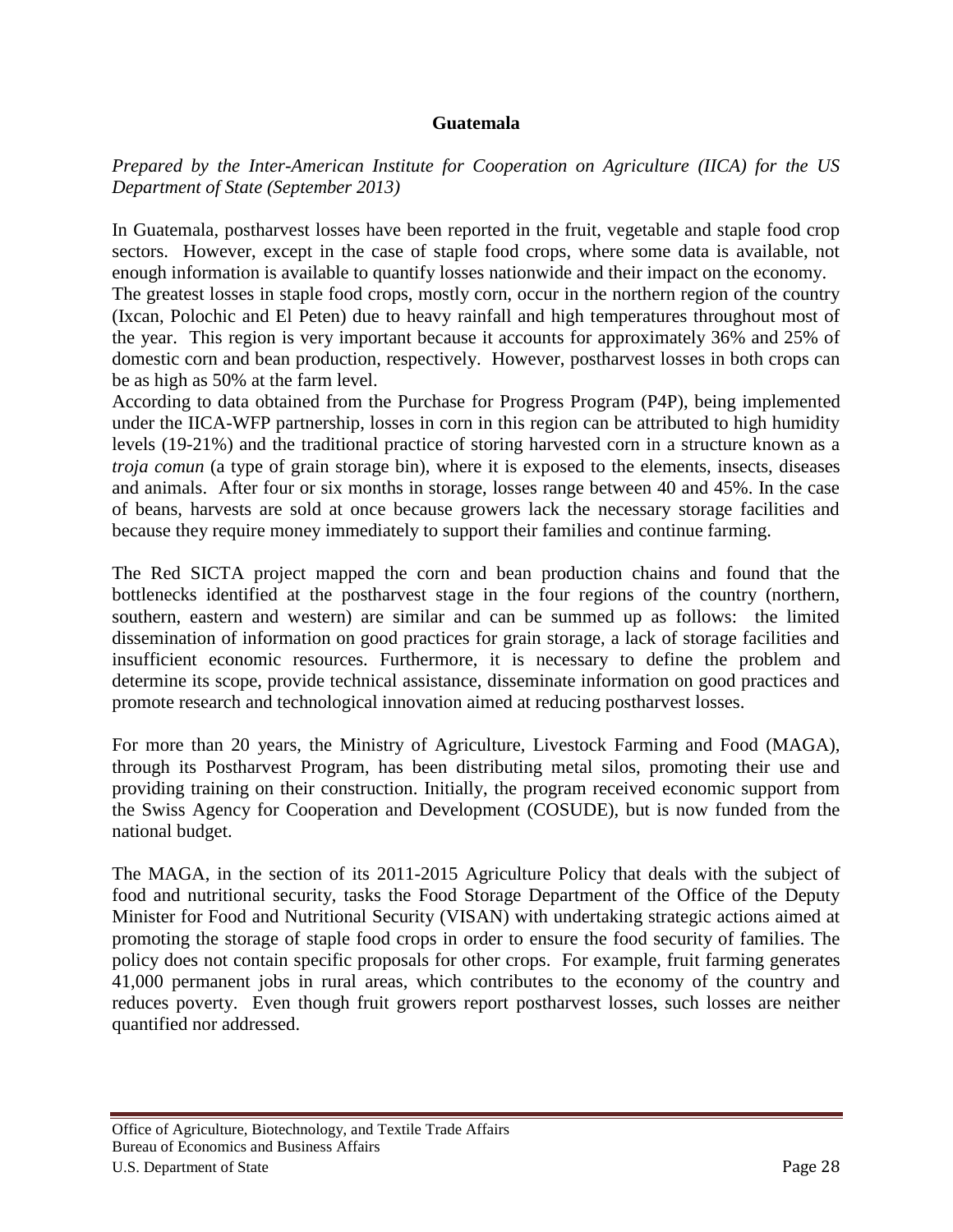## Guatemala

*Prepared by the Inter-American Institute for Cooperation on Agriculture (IICA) for the US Department of State (September 2013)*

In Guatemala, postharvest losses have been reported in the fruit, vegetable and staple food crop sectors. However, except in the case of staple food crops, where some data is available, not enough information is available to quantify losses nationwide and their impact on the economy.
The greatest losses in staple food crops, mostly corn, occur in the northern region of the country (Ixcan, Polochic and El Peten) due to heavy rainfall and high temperatures throughout most of the year. This region is very important because it accounts for approximately 36% and 25% of domestic corn and bean production, respectively. However, postharvest losses in both crops can be as high as 50% at the farm level.
According to data obtained from the Purchase for Progress Program (P4P), being implemented under the IICA-WFP partnership, losses in corn in this region can be attributed to high humidity levels (19-21%) and the traditional practice of storing harvested corn in a structure known as a *troja comun* (a type of grain storage bin), where it is exposed to the elements, insects, diseases and animals. After four or six months in storage, losses range between 40 and 45%. In the case of beans, harvests are sold at once because growers lack the necessary storage facilities and because they require money immediately to support their families and continue farming.

The Red SICTA project mapped the corn and bean production chains and found that the bottlenecks identified at the postharvest stage in the four regions of the country (northern, southern, eastern and western) are similar and can be summed up as follows: the limited dissemination of information on good practices for grain storage, a lack of storage facilities and insufficient economic resources. Furthermore, it is necessary to define the problem and determine its scope, provide technical assistance, disseminate information on good practices and promote research and technological innovation aimed at reducing postharvest losses.

For more than 20 years, the Ministry of Agriculture, Livestock Farming and Food (MAGA), through its Postharvest Program, has been distributing metal silos, promoting their use and providing training on their construction. Initially, the program received economic support from the Swiss Agency for Cooperation and Development (COSUDE), but is now funded from the national budget.

The MAGA, in the section of its 2011-2015 Agriculture Policy that deals with the subject of food and nutritional security, tasks the Food Storage Department of the Office of the Deputy Minister for Food and Nutritional Security (VISAN) with undertaking strategic actions aimed at promoting the storage of staple food crops in order to ensure the food security of families. The policy does not contain specific proposals for other crops. For example, fruit farming generates 41,000 permanent jobs in rural areas, which contributes to the economy of the country and reduces poverty. Even though fruit growers report postharvest losses, such losses are neither quantified nor addressed.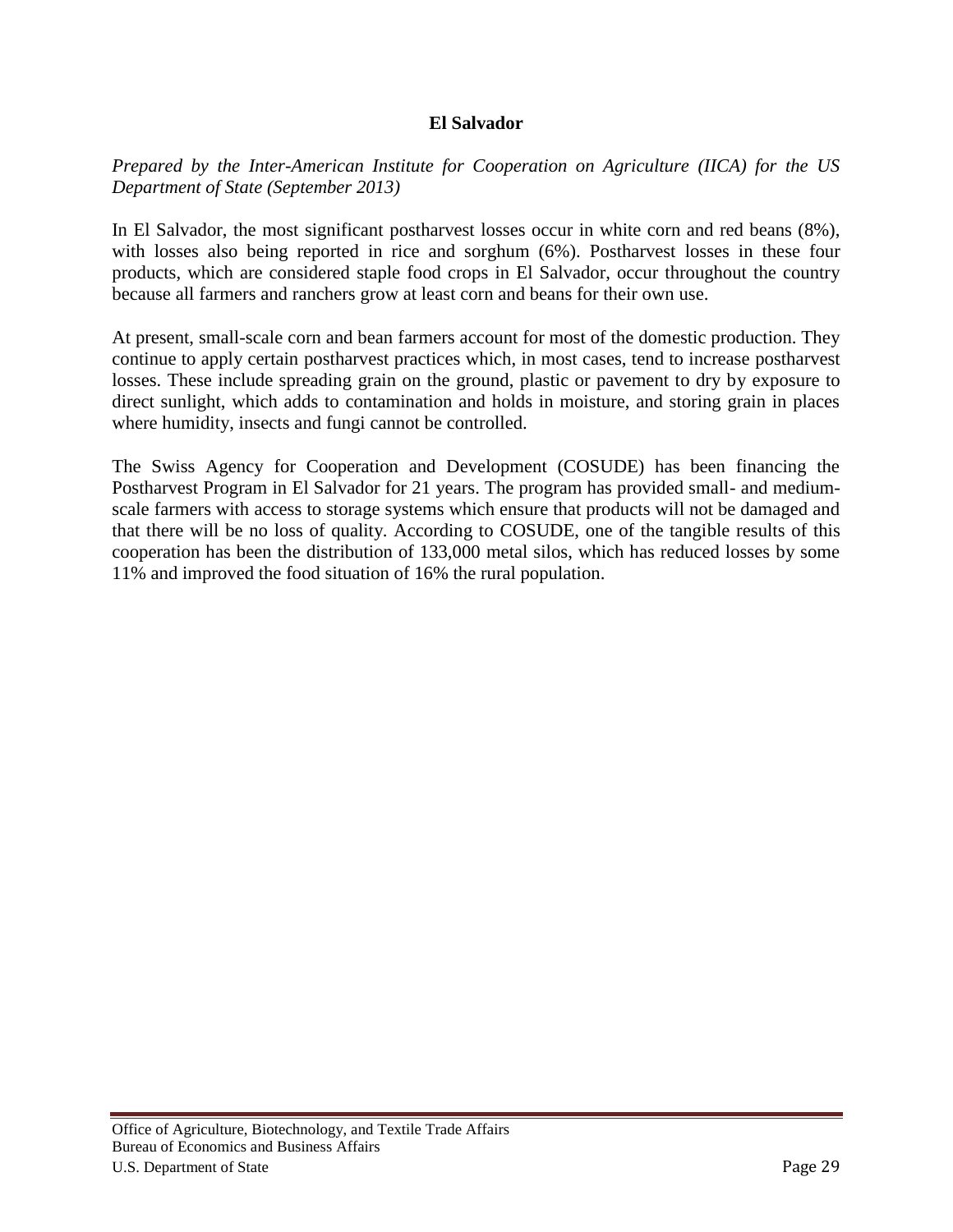## El Salvador

*Prepared by the Inter-American Institute for Cooperation on Agriculture (IICA) for the US Department of State (September 2013)*

In El Salvador, the most significant postharvest losses occur in white corn and red beans (8%), with losses also being reported in rice and sorghum (6%). Postharvest losses in these four products, which are considered staple food crops in El Salvador, occur throughout the country because all farmers and ranchers grow at least corn and beans for their own use.

At present, small-scale corn and bean farmers account for most of the domestic production. They continue to apply certain postharvest practices which, in most cases, tend to increase postharvest losses. These include spreading grain on the ground, plastic or pavement to dry by exposure to direct sunlight, which adds to contamination and holds in moisture, and storing grain in places where humidity, insects and fungi cannot be controlled.

The Swiss Agency for Cooperation and Development (COSUDE) has been financing the Postharvest Program in El Salvador for 21 years. The program has provided small- and medium-scale farmers with access to storage systems which ensure that products will not be damaged and that there will be no loss of quality. According to COSUDE, one of the tangible results of this cooperation has been the distribution of 133,000 metal silos, which has reduced losses by some 11% and improved the food situation of 16% the rural population.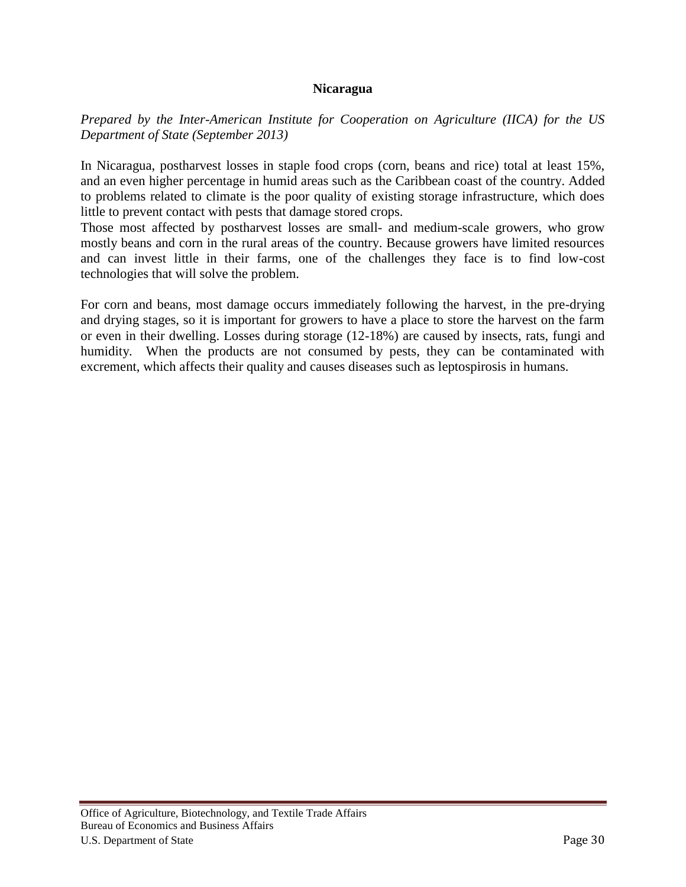## Nicaragua

*Prepared by the Inter-American Institute for Cooperation on Agriculture (IICA) for the US Department of State (September 2013)*

In Nicaragua, postharvest losses in staple food crops (corn, beans and rice) total at least 15%, and an even higher percentage in humid areas such as the Caribbean coast of the country. Added to problems related to climate is the poor quality of existing storage infrastructure, which does little to prevent contact with pests that damage stored crops.

Those most affected by postharvest losses are small- and medium-scale growers, who grow mostly beans and corn in the rural areas of the country. Because growers have limited resources and can invest little in their farms, one of the challenges they face is to find low-cost technologies that will solve the problem.

For corn and beans, most damage occurs immediately following the harvest, in the pre-drying and drying stages, so it is important for growers to have a place to store the harvest on the farm or even in their dwelling. Losses during storage (12-18%) are caused by insects, rats, fungi and humidity. When the products are not consumed by pests, they can be contaminated with excrement, which affects their quality and causes diseases such as leptospirosis in humans.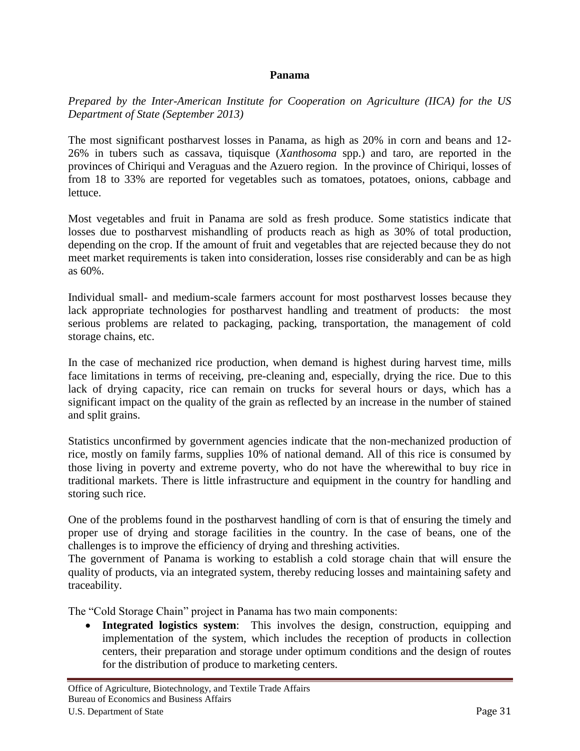**Panama**

*Prepared by the Inter-American Institute for Cooperation on Agriculture (IICA) for the US Department of State (September 2013)*

The most significant postharvest losses in Panama, as high as 20% in corn and beans and 12-26% in tubers such as cassava, tiquisque (*Xanthosoma* spp.) and taro, are reported in the provinces of Chiriqui and Veraguas and the Azuero region. In the province of Chiriqui, losses of from 18 to 33% are reported for vegetables such as tomatoes, potatoes, onions, cabbage and lettuce.

Most vegetables and fruit in Panama are sold as fresh produce. Some statistics indicate that losses due to postharvest mishandling of products reach as high as 30% of total production, depending on the crop. If the amount of fruit and vegetables that are rejected because they do not meet market requirements is taken into consideration, losses rise considerably and can be as high as 60%.

Individual small- and medium-scale farmers account for most postharvest losses because they lack appropriate technologies for postharvest handling and treatment of products: the most serious problems are related to packaging, packing, transportation, the management of cold storage chains, etc.

In the case of mechanized rice production, when demand is highest during harvest time, mills face limitations in terms of receiving, pre-cleaning and, especially, drying the rice. Due to this lack of drying capacity, rice can remain on trucks for several hours or days, which has a significant impact on the quality of the grain as reflected by an increase in the number of stained and split grains.

Statistics unconfirmed by government agencies indicate that the non-mechanized production of rice, mostly on family farms, supplies 10% of national demand. All of this rice is consumed by those living in poverty and extreme poverty, who do not have the wherewithal to buy rice in traditional markets. There is little infrastructure and equipment in the country for handling and storing such rice.

One of the problems found in the postharvest handling of corn is that of ensuring the timely and proper use of drying and storage facilities in the country. In the case of beans, one of the challenges is to improve the efficiency of drying and threshing activities.

The government of Panama is working to establish a cold storage chain that will ensure the quality of products, via an integrated system, thereby reducing losses and maintaining safety and traceability.

The "Cold Storage Chain" project in Panama has two main components:

- **Integrated logistics system**: This involves the design, construction, equipping and implementation of the system, which includes the reception of products in collection centers, their preparation and storage under optimum conditions and the design of routes for the distribution of produce to marketing centers.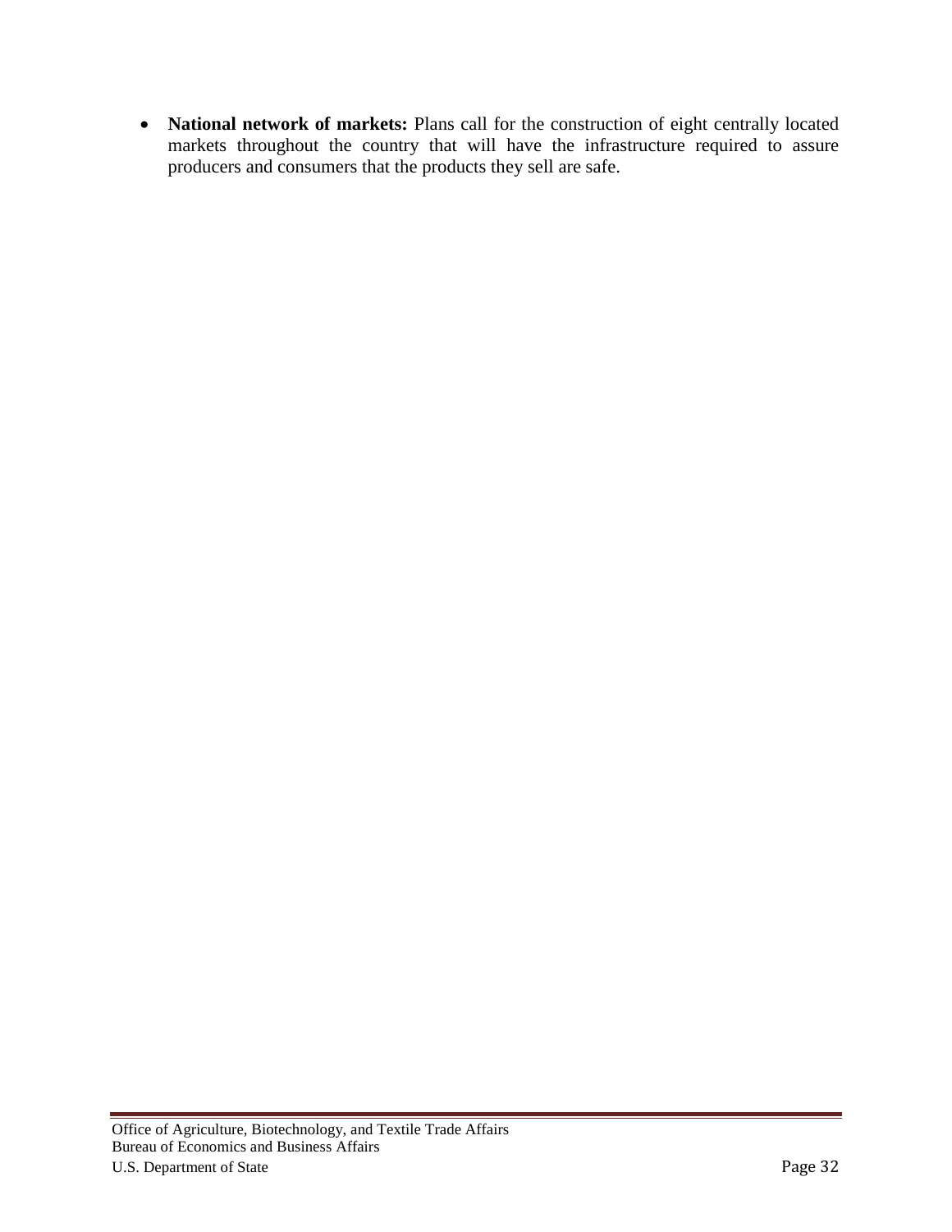- **National network of markets:** Plans call for the construction of eight centrally located markets throughout the country that will have the infrastructure required to assure producers and consumers that the products they sell are safe.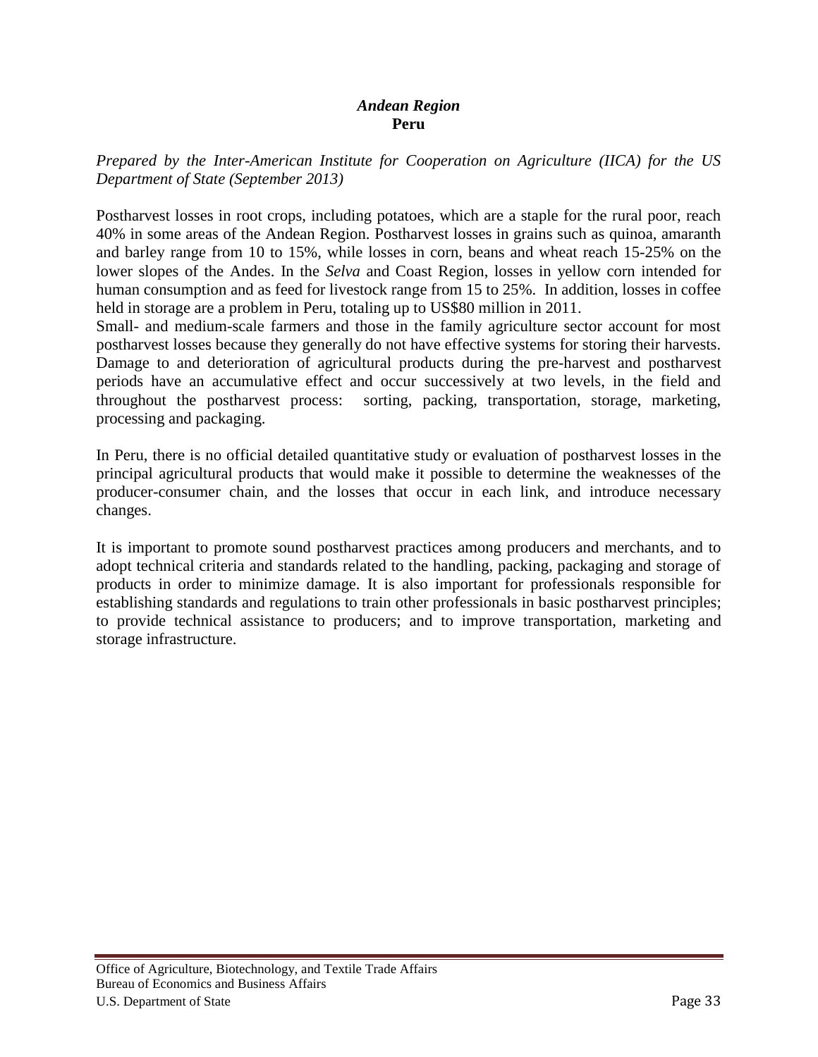## *Andean Region*
## **Peru**

*Prepared by the Inter-American Institute for Cooperation on Agriculture (IICA) for the US Department of State (September 2013)*

Postharvest losses in root crops, including potatoes, which are a staple for the rural poor, reach 40% in some areas of the Andean Region. Postharvest losses in grains such as quinoa, amaranth and barley range from 10 to 15%, while losses in corn, beans and wheat reach 15-25% on the lower slopes of the Andes. In the *Selva* and Coast Region, losses in yellow corn intended for human consumption and as feed for livestock range from 15 to 25%. In addition, losses in coffee held in storage are a problem in Peru, totaling up to US$80 million in 2011.

Small- and medium-scale farmers and those in the family agriculture sector account for most postharvest losses because they generally do not have effective systems for storing their harvests. Damage to and deterioration of agricultural products during the pre-harvest and postharvest periods have an accumulative effect and occur successively at two levels, in the field and throughout the postharvest process: sorting, packing, transportation, storage, marketing, processing and packaging.

In Peru, there is no official detailed quantitative study or evaluation of postharvest losses in the principal agricultural products that would make it possible to determine the weaknesses of the producer-consumer chain, and the losses that occur in each link, and introduce necessary changes.

It is important to promote sound postharvest practices among producers and merchants, and to adopt technical criteria and standards related to the handling, packing, packaging and storage of products in order to minimize damage. It is also important for professionals responsible for establishing standards and regulations to train other professionals in basic postharvest principles; to provide technical assistance to producers; and to improve transportation, marketing and storage infrastructure.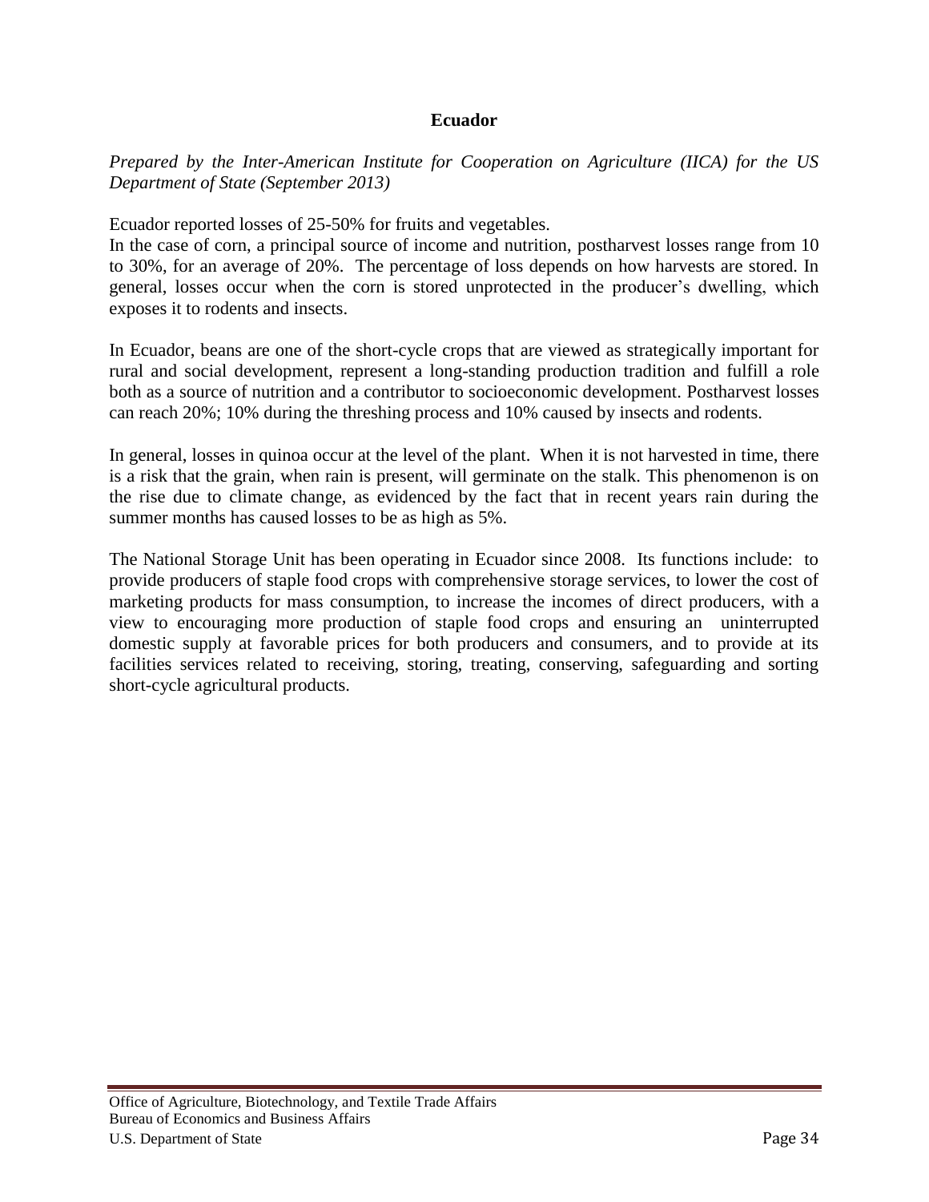## Ecuador

*Prepared by the Inter-American Institute for Cooperation on Agriculture (IICA) for the US Department of State (September 2013)*

Ecuador reported losses of 25-50% for fruits and vegetables.
In the case of corn, a principal source of income and nutrition, postharvest losses range from 10 to 30%, for an average of 20%. The percentage of loss depends on how harvests are stored. In general, losses occur when the corn is stored unprotected in the producer's dwelling, which exposes it to rodents and insects.

In Ecuador, beans are one of the short-cycle crops that are viewed as strategically important for rural and social development, represent a long-standing production tradition and fulfill a role both as a source of nutrition and a contributor to socioeconomic development. Postharvest losses can reach 20%; 10% during the threshing process and 10% caused by insects and rodents.

In general, losses in quinoa occur at the level of the plant. When it is not harvested in time, there is a risk that the grain, when rain is present, will germinate on the stalk. This phenomenon is on the rise due to climate change, as evidenced by the fact that in recent years rain during the summer months has caused losses to be as high as 5%.

The National Storage Unit has been operating in Ecuador since 2008. Its functions include: to provide producers of staple food crops with comprehensive storage services, to lower the cost of marketing products for mass consumption, to increase the incomes of direct producers, with a view to encouraging more production of staple food crops and ensuring an uninterrupted domestic supply at favorable prices for both producers and consumers, and to provide at its facilities services related to receiving, storing, treating, conserving, safeguarding and sorting short-cycle agricultural products.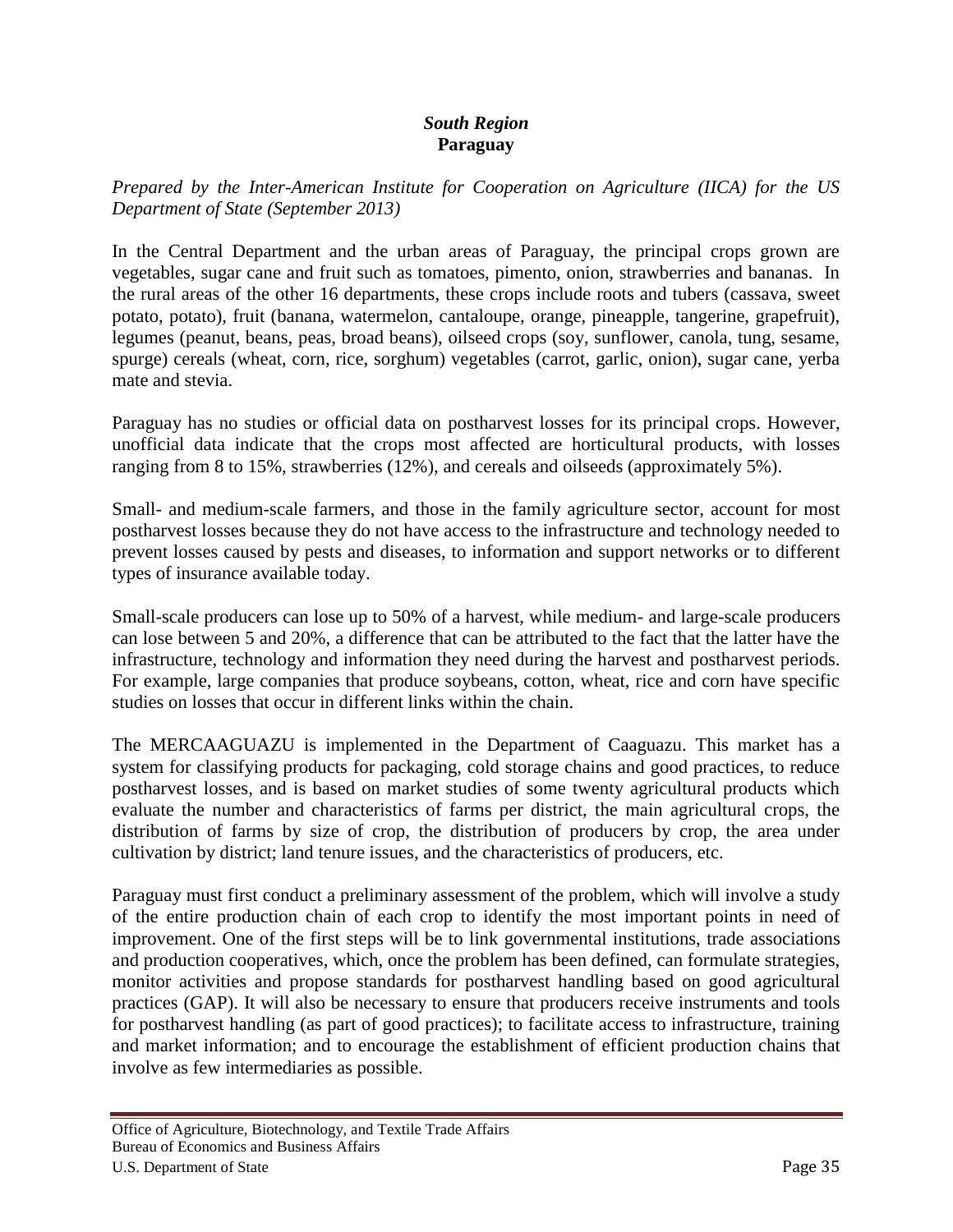### *South Region*
### **Paraguay**

*Prepared by the Inter-American Institute for Cooperation on Agriculture (IICA) for the US Department of State (September 2013)*

In the Central Department and the urban areas of Paraguay, the principal crops grown are vegetables, sugar cane and fruit such as tomatoes, pimento, onion, strawberries and bananas. In the rural areas of the other 16 departments, these crops include roots and tubers (cassava, sweet potato, potato), fruit (banana, watermelon, cantaloupe, orange, pineapple, tangerine, grapefruit), legumes (peanut, beans, peas, broad beans), oilseed crops (soy, sunflower, canola, tung, sesame, spurge) cereals (wheat, corn, rice, sorghum) vegetables (carrot, garlic, onion), sugar cane, yerba mate and stevia.

Paraguay has no studies or official data on postharvest losses for its principal crops. However, unofficial data indicate that the crops most affected are horticultural products, with losses ranging from 8 to 15%, strawberries (12%), and cereals and oilseeds (approximately 5%).

Small- and medium-scale farmers, and those in the family agriculture sector, account for most postharvest losses because they do not have access to the infrastructure and technology needed to prevent losses caused by pests and diseases, to information and support networks or to different types of insurance available today.

Small-scale producers can lose up to 50% of a harvest, while medium- and large-scale producers can lose between 5 and 20%, a difference that can be attributed to the fact that the latter have the infrastructure, technology and information they need during the harvest and postharvest periods. For example, large companies that produce soybeans, cotton, wheat, rice and corn have specific studies on losses that occur in different links within the chain.

The MERCAAGUAZU is implemented in the Department of Caaguazu. This market has a system for classifying products for packaging, cold storage chains and good practices, to reduce postharvest losses, and is based on market studies of some twenty agricultural products which evaluate the number and characteristics of farms per district, the main agricultural crops, the distribution of farms by size of crop, the distribution of producers by crop, the area under cultivation by district; land tenure issues, and the characteristics of producers, etc.

Paraguay must first conduct a preliminary assessment of the problem, which will involve a study of the entire production chain of each crop to identify the most important points in need of improvement. One of the first steps will be to link governmental institutions, trade associations and production cooperatives, which, once the problem has been defined, can formulate strategies, monitor activities and propose standards for postharvest handling based on good agricultural practices (GAP). It will also be necessary to ensure that producers receive instruments and tools for postharvest handling (as part of good practices); to facilitate access to infrastructure, training and market information; and to encourage the establishment of efficient production chains that involve as few intermediaries as possible.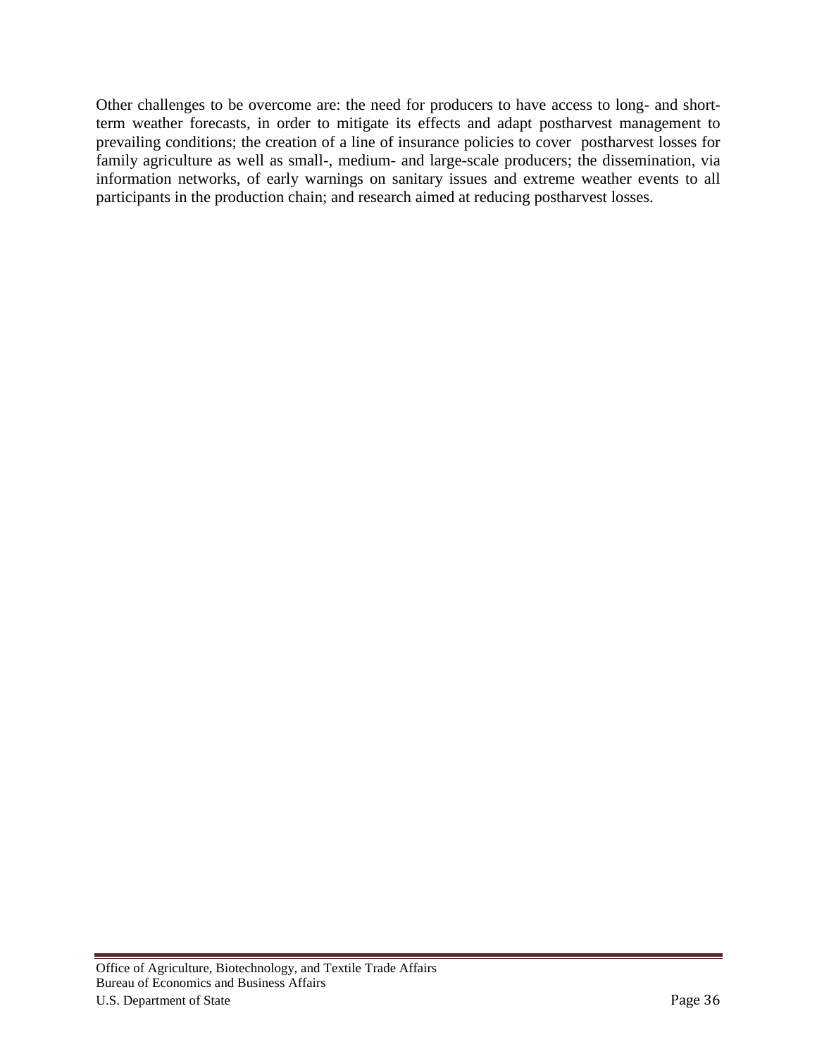Other challenges to be overcome are: the need for producers to have access to long- and short-term weather forecasts, in order to mitigate its effects and adapt postharvest management to prevailing conditions; the creation of a line of insurance policies to cover postharvest losses for family agriculture as well as small-, medium- and large-scale producers; the dissemination, via information networks, of early warnings on sanitary issues and extreme weather events to all participants in the production chain; and research aimed at reducing postharvest losses.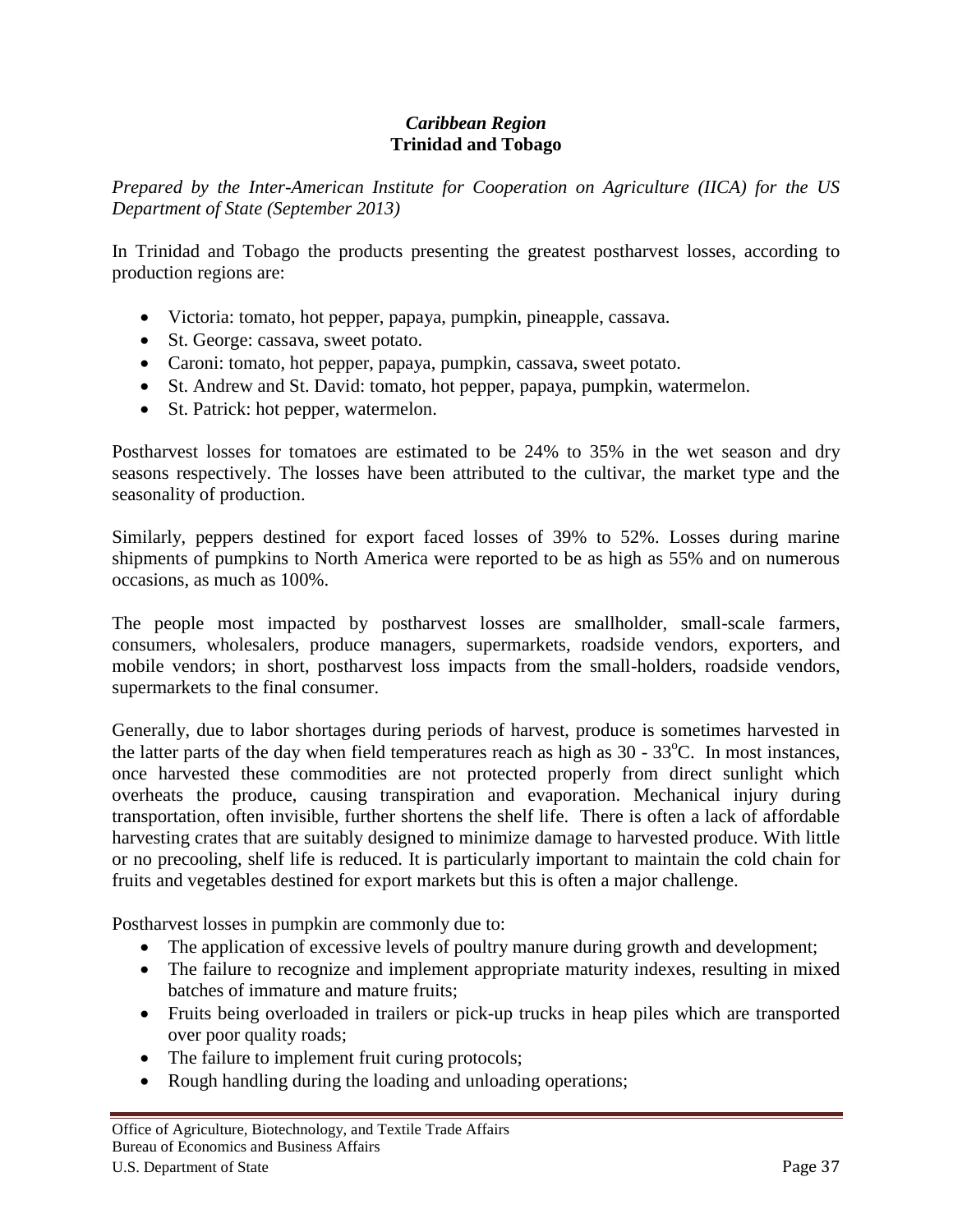### *Caribbean Region*
### Trinidad and Tobago

*Prepared by the Inter-American Institute for Cooperation on Agriculture (IICA) for the US Department of State (September 2013)*

In Trinidad and Tobago the products presenting the greatest postharvest losses, according to production regions are:

- Victoria: tomato, hot pepper, papaya, pumpkin, pineapple, cassava.
- St. George: cassava, sweet potato.
- Caroni: tomato, hot pepper, papaya, pumpkin, cassava, sweet potato.
- St. Andrew and St. David: tomato, hot pepper, papaya, pumpkin, watermelon.
- St. Patrick: hot pepper, watermelon.

Postharvest losses for tomatoes are estimated to be 24% to 35% in the wet season and dry seasons respectively. The losses have been attributed to the cultivar, the market type and the seasonality of production.

Similarly, peppers destined for export faced losses of 39% to 52%. Losses during marine shipments of pumpkins to North America were reported to be as high as 55% and on numerous occasions, as much as 100%.

The people most impacted by postharvest losses are smallholder, small-scale farmers, consumers, wholesalers, produce managers, supermarkets, roadside vendors, exporters, and mobile vendors; in short, postharvest loss impacts from the small-holders, roadside vendors, supermarkets to the final consumer.

Generally, due to labor shortages during periods of harvest, produce is sometimes harvested in the latter parts of the day when field temperatures reach as high as 30 - 33$^{o}$C. In most instances, once harvested these commodities are not protected properly from direct sunlight which overheats the produce, causing transpiration and evaporation. Mechanical injury during transportation, often invisible, further shortens the shelf life. There is often a lack of affordable harvesting crates that are suitably designed to minimize damage to harvested produce. With little or no precooling, shelf life is reduced. It is particularly important to maintain the cold chain for fruits and vegetables destined for export markets but this is often a major challenge.

Postharvest losses in pumpkin are commonly due to:

- The application of excessive levels of poultry manure during growth and development;
- The failure to recognize and implement appropriate maturity indexes, resulting in mixed batches of immature and mature fruits;
- Fruits being overloaded in trailers or pick-up trucks in heap piles which are transported over poor quality roads;
- The failure to implement fruit curing protocols;
- Rough handling during the loading and unloading operations;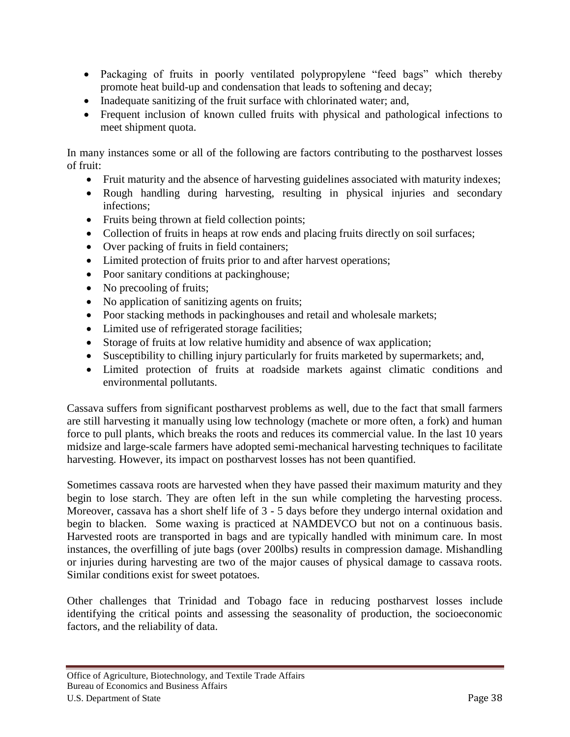- Packaging of fruits in poorly ventilated polypropylene "feed bags" which thereby promote heat build-up and condensation that leads to softening and decay;
- Inadequate sanitizing of the fruit surface with chlorinated water; and,
- Frequent inclusion of known culled fruits with physical and pathological infections to meet shipment quota.

In many instances some or all of the following are factors contributing to the postharvest losses of fruit:

- Fruit maturity and the absence of harvesting guidelines associated with maturity indexes;
- Rough handling during harvesting, resulting in physical injuries and secondary infections;
- Fruits being thrown at field collection points;
- Collection of fruits in heaps at row ends and placing fruits directly on soil surfaces;
- Over packing of fruits in field containers;
- Limited protection of fruits prior to and after harvest operations;
- Poor sanitary conditions at packinghouse;
- No precooling of fruits;
- No application of sanitizing agents on fruits;
- Poor stacking methods in packinghouses and retail and wholesale markets;
- Limited use of refrigerated storage facilities;
- Storage of fruits at low relative humidity and absence of wax application;
- Susceptibility to chilling injury particularly for fruits marketed by supermarkets; and,
- Limited protection of fruits at roadside markets against climatic conditions and environmental pollutants.

Cassava suffers from significant postharvest problems as well, due to the fact that small farmers are still harvesting it manually using low technology (machete or more often, a fork) and human force to pull plants, which breaks the roots and reduces its commercial value. In the last 10 years midsize and large-scale farmers have adopted semi-mechanical harvesting techniques to facilitate harvesting. However, its impact on postharvest losses has not been quantified.

Sometimes cassava roots are harvested when they have passed their maximum maturity and they begin to lose starch. They are often left in the sun while completing the harvesting process. Moreover, cassava has a short shelf life of 3 - 5 days before they undergo internal oxidation and begin to blacken. Some waxing is practiced at NAMDEVCO but not on a continuous basis. Harvested roots are transported in bags and are typically handled with minimum care. In most instances, the overfilling of jute bags (over 200lbs) results in compression damage. Mishandling or injuries during harvesting are two of the major causes of physical damage to cassava roots. Similar conditions exist for sweet potatoes.

Other challenges that Trinidad and Tobago face in reducing postharvest losses include identifying the critical points and assessing the seasonality of production, the socioeconomic factors, and the reliability of data.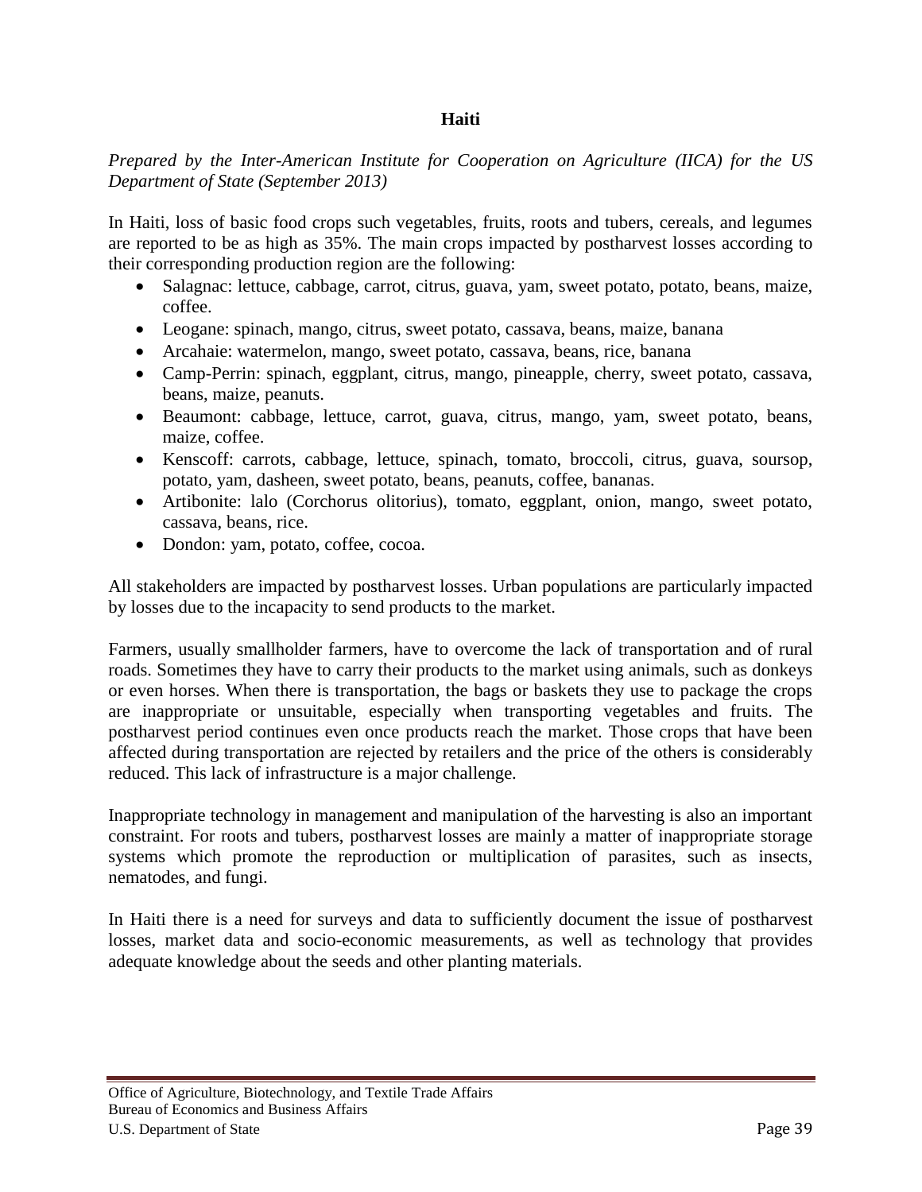## Haiti

*Prepared by the Inter-American Institute for Cooperation on Agriculture (IICA) for the US Department of State (September 2013)*

In Haiti, loss of basic food crops such vegetables, fruits, roots and tubers, cereals, and legumes are reported to be as high as 35%. The main crops impacted by postharvest losses according to their corresponding production region are the following:

- Salagnac: lettuce, cabbage, carrot, citrus, guava, yam, sweet potato, potato, beans, maize, coffee.
- Leogane: spinach, mango, citrus, sweet potato, cassava, beans, maize, banana
- Arcahaie: watermelon, mango, sweet potato, cassava, beans, rice, banana
- Camp-Perrin: spinach, eggplant, citrus, mango, pineapple, cherry, sweet potato, cassava, beans, maize, peanuts.
- Beaumont: cabbage, lettuce, carrot, guava, citrus, mango, yam, sweet potato, beans, maize, coffee.
- Kenscoff: carrots, cabbage, lettuce, spinach, tomato, broccoli, citrus, guava, soursop, potato, yam, dasheen, sweet potato, beans, peanuts, coffee, bananas.
- Artibonite: lalo (Corchorus olitorius), tomato, eggplant, onion, mango, sweet potato, cassava, beans, rice.
- Dondon: yam, potato, coffee, cocoa.

All stakeholders are impacted by postharvest losses. Urban populations are particularly impacted by losses due to the incapacity to send products to the market.

Farmers, usually smallholder farmers, have to overcome the lack of transportation and of rural roads. Sometimes they have to carry their products to the market using animals, such as donkeys or even horses. When there is transportation, the bags or baskets they use to package the crops are inappropriate or unsuitable, especially when transporting vegetables and fruits. The postharvest period continues even once products reach the market. Those crops that have been affected during transportation are rejected by retailers and the price of the others is considerably reduced. This lack of infrastructure is a major challenge.

Inappropriate technology in management and manipulation of the harvesting is also an important constraint. For roots and tubers, postharvest losses are mainly a matter of inappropriate storage systems which promote the reproduction or multiplication of parasites, such as insects, nematodes, and fungi.

In Haiti there is a need for surveys and data to sufficiently document the issue of postharvest losses, market data and socio-economic measurements, as well as technology that provides adequate knowledge about the seeds and other planting materials.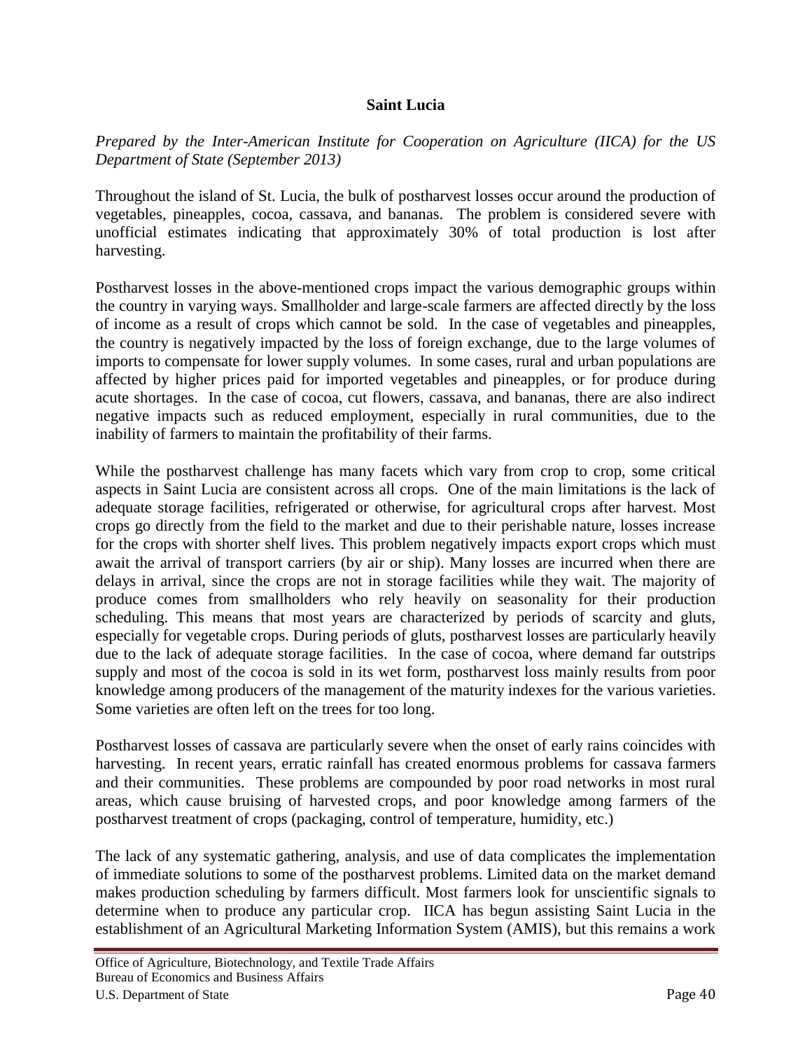## Saint Lucia

*Prepared by the Inter-American Institute for Cooperation on Agriculture (IICA) for the US Department of State (September 2013)*

Throughout the island of St. Lucia, the bulk of postharvest losses occur around the production of vegetables, pineapples, cocoa, cassava, and bananas. The problem is considered severe with unofficial estimates indicating that approximately 30% of total production is lost after harvesting.

Postharvest losses in the above-mentioned crops impact the various demographic groups within the country in varying ways. Smallholder and large-scale farmers are affected directly by the loss of income as a result of crops which cannot be sold. In the case of vegetables and pineapples, the country is negatively impacted by the loss of foreign exchange, due to the large volumes of imports to compensate for lower supply volumes. In some cases, rural and urban populations are affected by higher prices paid for imported vegetables and pineapples, or for produce during acute shortages. In the case of cocoa, cut flowers, cassava, and bananas, there are also indirect negative impacts such as reduced employment, especially in rural communities, due to the inability of farmers to maintain the profitability of their farms.

While the postharvest challenge has many facets which vary from crop to crop, some critical aspects in Saint Lucia are consistent across all crops. One of the main limitations is the lack of adequate storage facilities, refrigerated or otherwise, for agricultural crops after harvest. Most crops go directly from the field to the market and due to their perishable nature, losses increase for the crops with shorter shelf lives. This problem negatively impacts export crops which must await the arrival of transport carriers (by air or ship). Many losses are incurred when there are delays in arrival, since the crops are not in storage facilities while they wait. The majority of produce comes from smallholders who rely heavily on seasonality for their production scheduling. This means that most years are characterized by periods of scarcity and gluts, especially for vegetable crops. During periods of gluts, postharvest losses are particularly heavily due to the lack of adequate storage facilities. In the case of cocoa, where demand far outstrips supply and most of the cocoa is sold in its wet form, postharvest loss mainly results from poor knowledge among producers of the management of the maturity indexes for the various varieties. Some varieties are often left on the trees for too long.

Postharvest losses of cassava are particularly severe when the onset of early rains coincides with harvesting. In recent years, erratic rainfall has created enormous problems for cassava farmers and their communities. These problems are compounded by poor road networks in most rural areas, which cause bruising of harvested crops, and poor knowledge among farmers of the postharvest treatment of crops (packaging, control of temperature, humidity, etc.)

The lack of any systematic gathering, analysis, and use of data complicates the implementation of immediate solutions to some of the postharvest problems. Limited data on the market demand makes production scheduling by farmers difficult. Most farmers look for unscientific signals to determine when to produce any particular crop. IICA has begun assisting Saint Lucia in the establishment of an Agricultural Marketing Information System (AMIS), but this remains a work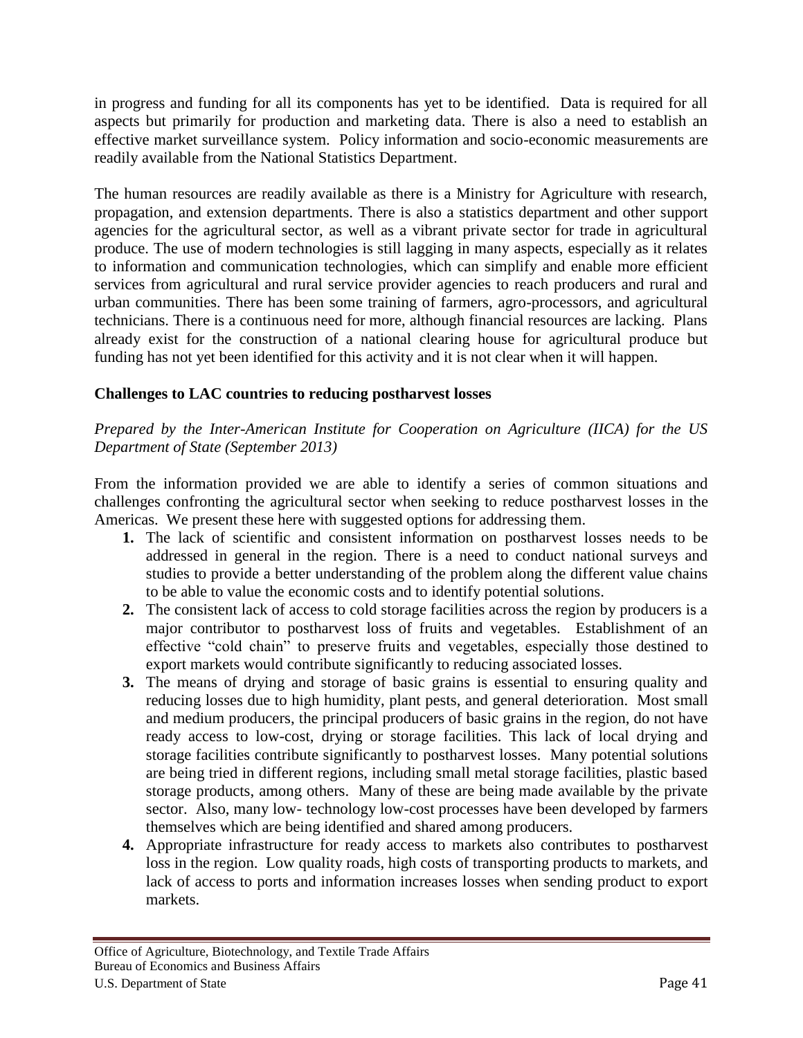in progress and funding for all its components has yet to be identified. Data is required for all aspects but primarily for production and marketing data. There is also a need to establish an effective market surveillance system. Policy information and socio-economic measurements are readily available from the National Statistics Department.

The human resources are readily available as there is a Ministry for Agriculture with research, propagation, and extension departments. There is also a statistics department and other support agencies for the agricultural sector, as well as a vibrant private sector for trade in agricultural produce. The use of modern technologies is still lagging in many aspects, especially as it relates to information and communication technologies, which can simplify and enable more efficient services from agricultural and rural service provider agencies to reach producers and rural and urban communities. There has been some training of farmers, agro-processors, and agricultural technicians. There is a continuous need for more, although financial resources are lacking. Plans already exist for the construction of a national clearing house for agricultural produce but funding has not yet been identified for this activity and it is not clear when it will happen.

**Challenges to LAC countries to reducing postharvest losses**

*Prepared by the Inter-American Institute for Cooperation on Agriculture (IICA) for the US Department of State (September 2013)*

From the information provided we are able to identify a series of common situations and challenges confronting the agricultural sector when seeking to reduce postharvest losses in the Americas. We present these here with suggested options for addressing them.

1. The lack of scientific and consistent information on postharvest losses needs to be addressed in general in the region. There is a need to conduct national surveys and studies to provide a better understanding of the problem along the different value chains to be able to value the economic costs and to identify potential solutions.
2. The consistent lack of access to cold storage facilities across the region by producers is a major contributor to postharvest loss of fruits and vegetables. Establishment of an effective "cold chain" to preserve fruits and vegetables, especially those destined to export markets would contribute significantly to reducing associated losses.
3. The means of drying and storage of basic grains is essential to ensuring quality and reducing losses due to high humidity, plant pests, and general deterioration. Most small and medium producers, the principal producers of basic grains in the region, do not have ready access to low-cost, drying or storage facilities. This lack of local drying and storage facilities contribute significantly to postharvest losses. Many potential solutions are being tried in different regions, including small metal storage facilities, plastic based storage products, among others. Many of these are being made available by the private sector. Also, many low- technology low-cost processes have been developed by farmers themselves which are being identified and shared among producers.
4. Appropriate infrastructure for ready access to markets also contributes to postharvest loss in the region. Low quality roads, high costs of transporting products to markets, and lack of access to ports and information increases losses when sending product to export markets.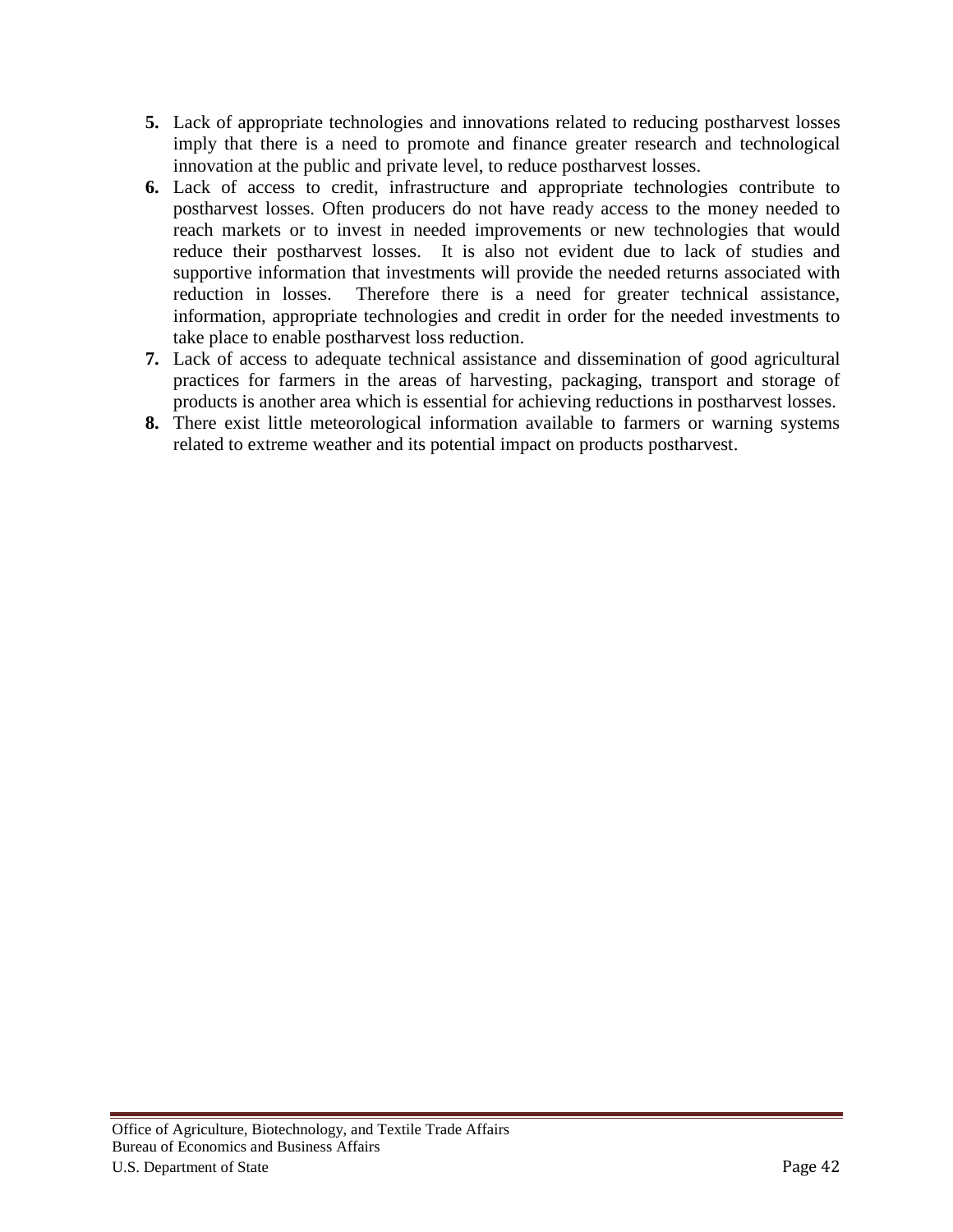5. Lack of appropriate technologies and innovations related to reducing postharvest losses imply that there is a need to promote and finance greater research and technological innovation at the public and private level, to reduce postharvest losses.
6. Lack of access to credit, infrastructure and appropriate technologies contribute to postharvest losses. Often producers do not have ready access to the money needed to reach markets or to invest in needed improvements or new technologies that would reduce their postharvest losses. It is also not evident due to lack of studies and supportive information that investments will provide the needed returns associated with reduction in losses. Therefore there is a need for greater technical assistance, information, appropriate technologies and credit in order for the needed investments to take place to enable postharvest loss reduction.
7. Lack of access to adequate technical assistance and dissemination of good agricultural practices for farmers in the areas of harvesting, packaging, transport and storage of products is another area which is essential for achieving reductions in postharvest losses.
8. There exist little meteorological information available to farmers or warning systems related to extreme weather and its potential impact on products postharvest.